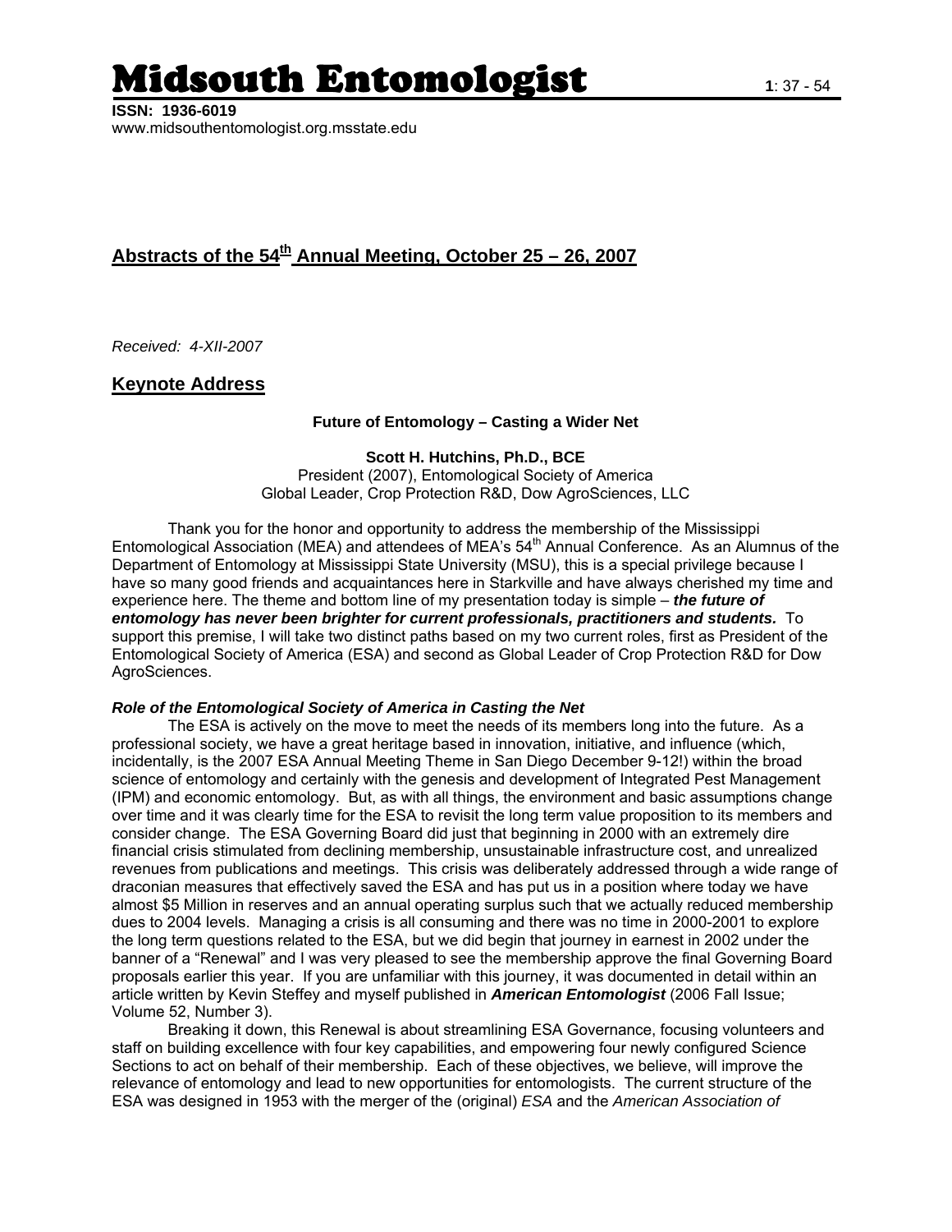# Midsouth Entomologist

**ISSN: 1936-6019**
www.midsouthentomologist.org.msstate.edu

## Abstracts of the 54th Annual Meeting, October 25 – 26, 2007

*Received: 4-XII-2007*

## Keynote Address

### Future of Entomology – Casting a Wider Net

**Scott H. Hutchins, Ph.D., BCE**
President (2007), Entomological Society of America
Global Leader, Crop Protection R&D, Dow AgroSciences, LLC

Thank you for the honor and opportunity to address the membership of the Mississippi Entomological Association (MEA) and attendees of MEA's 54th Annual Conference. As an Alumnus of the Department of Entomology at Mississippi State University (MSU), this is a special privilege because I have so many good friends and acquaintances here in Starkville and have always cherished my time and experience here. The theme and bottom line of my presentation today is simple – ***the future of entomology has never been brighter for current professionals, practitioners and students.*** To support this premise, I will take two distinct paths based on my two current roles, first as President of the Entomological Society of America (ESA) and second as Global Leader of Crop Protection R&D for Dow AgroSciences.

***Role of the Entomological Society of America in Casting the Net***

The ESA is actively on the move to meet the needs of its members long into the future. As a professional society, we have a great heritage based in innovation, initiative, and influence (which, incidentally, is the 2007 ESA Annual Meeting Theme in San Diego December 9-12!) within the broad science of entomology and certainly with the genesis and development of Integrated Pest Management (IPM) and economic entomology. But, as with all things, the environment and basic assumptions change over time and it was clearly time for the ESA to revisit the long term value proposition to its members and consider change. The ESA Governing Board did just that beginning in 2000 with an extremely dire financial crisis stimulated from declining membership, unsustainable infrastructure cost, and unrealized revenues from publications and meetings. This crisis was deliberately addressed through a wide range of draconian measures that effectively saved the ESA and has put us in a position where today we have almost $5 Million in reserves and an annual operating surplus such that we actually reduced membership dues to 2004 levels. Managing a crisis is all consuming and there was no time in 2000-2001 to explore the long term questions related to the ESA, but we did begin that journey in earnest in 2002 under the banner of a "Renewal" and I was very pleased to see the membership approve the final Governing Board proposals earlier this year. If you are unfamiliar with this journey, it was documented in detail within an article written by Kevin Steffey and myself published in ***American Entomologist*** (2006 Fall Issue; Volume 52, Number 3).

Breaking it down, this Renewal is about streamlining ESA Governance, focusing volunteers and staff on building excellence with four key capabilities, and empowering four newly configured Science Sections to act on behalf of their membership. Each of these objectives, we believe, will improve the relevance of entomology and lead to new opportunities for entomologists. The current structure of the ESA was designed in 1953 with the merger of the (original) *ESA* and the *American Association of*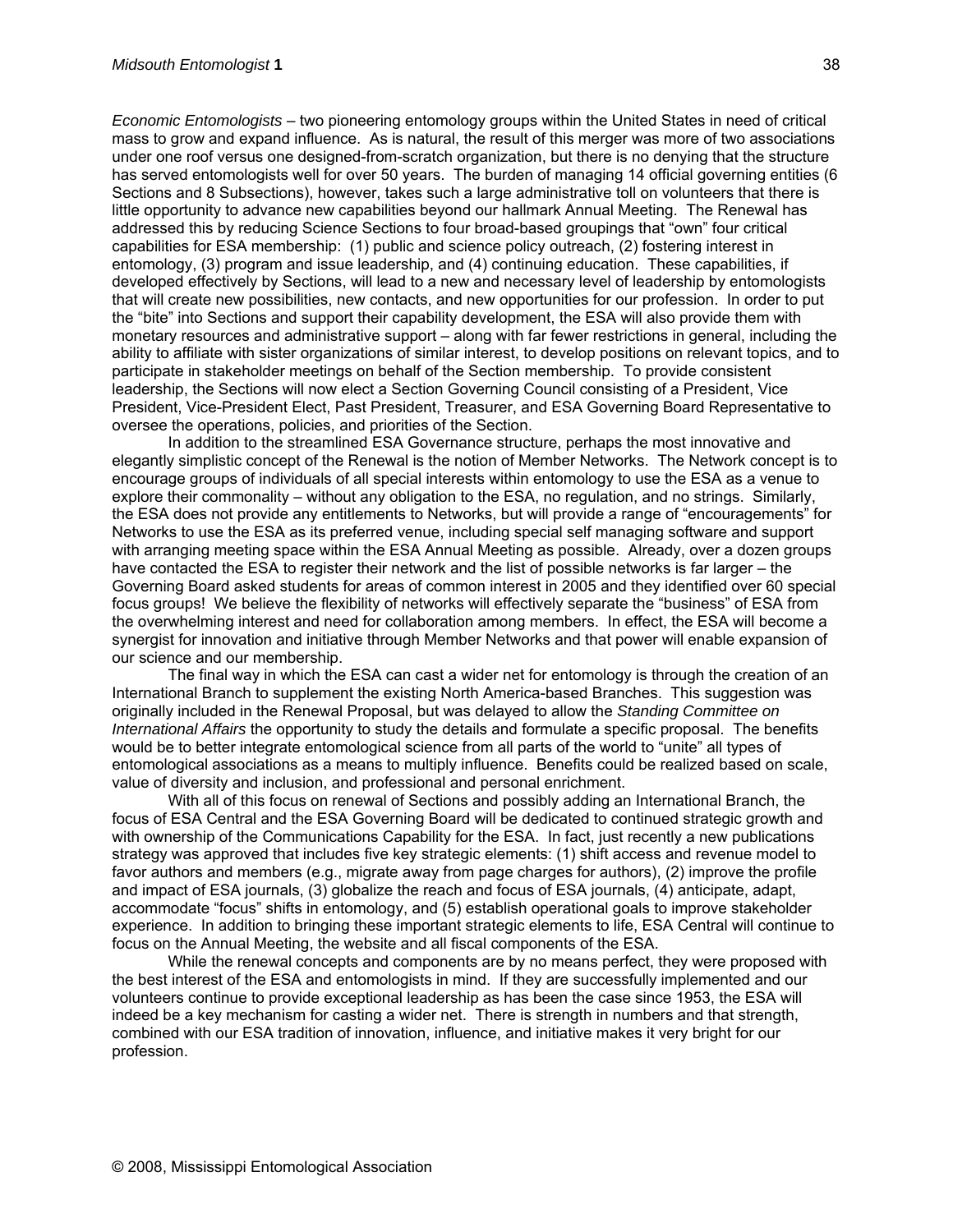*Economic Entomologists* – two pioneering entomology groups within the United States in need of critical mass to grow and expand influence. As is natural, the result of this merger was more of two associations under one roof versus one designed-from-scratch organization, but there is no denying that the structure has served entomologists well for over 50 years. The burden of managing 14 official governing entities (6 Sections and 8 Subsections), however, takes such a large administrative toll on volunteers that there is little opportunity to advance new capabilities beyond our hallmark Annual Meeting. The Renewal has addressed this by reducing Science Sections to four broad-based groupings that "own" four critical capabilities for ESA membership: (1) public and science policy outreach, (2) fostering interest in entomology, (3) program and issue leadership, and (4) continuing education. These capabilities, if developed effectively by Sections, will lead to a new and necessary level of leadership by entomologists that will create new possibilities, new contacts, and new opportunities for our profession. In order to put the "bite" into Sections and support their capability development, the ESA will also provide them with monetary resources and administrative support – along with far fewer restrictions in general, including the ability to affiliate with sister organizations of similar interest, to develop positions on relevant topics, and to participate in stakeholder meetings on behalf of the Section membership. To provide consistent leadership, the Sections will now elect a Section Governing Council consisting of a President, Vice President, Vice-President Elect, Past President, Treasurer, and ESA Governing Board Representative to oversee the operations, policies, and priorities of the Section.

In addition to the streamlined ESA Governance structure, perhaps the most innovative and elegantly simplistic concept of the Renewal is the notion of Member Networks. The Network concept is to encourage groups of individuals of all special interests within entomology to use the ESA as a venue to explore their commonality – without any obligation to the ESA, no regulation, and no strings. Similarly, the ESA does not provide any entitlements to Networks, but will provide a range of "encouragements" for Networks to use the ESA as its preferred venue, including special self managing software and support with arranging meeting space within the ESA Annual Meeting as possible. Already, over a dozen groups have contacted the ESA to register their network and the list of possible networks is far larger – the Governing Board asked students for areas of common interest in 2005 and they identified over 60 special focus groups! We believe the flexibility of networks will effectively separate the "business" of ESA from the overwhelming interest and need for collaboration among members. In effect, the ESA will become a synergist for innovation and initiative through Member Networks and that power will enable expansion of our science and our membership.

The final way in which the ESA can cast a wider net for entomology is through the creation of an International Branch to supplement the existing North America-based Branches. This suggestion was originally included in the Renewal Proposal, but was delayed to allow the *Standing Committee on International Affairs* the opportunity to study the details and formulate a specific proposal. The benefits would be to better integrate entomological science from all parts of the world to "unite" all types of entomological associations as a means to multiply influence. Benefits could be realized based on scale, value of diversity and inclusion, and professional and personal enrichment.

With all of this focus on renewal of Sections and possibly adding an International Branch, the focus of ESA Central and the ESA Governing Board will be dedicated to continued strategic growth and with ownership of the Communications Capability for the ESA. In fact, just recently a new publications strategy was approved that includes five key strategic elements: (1) shift access and revenue model to favor authors and members (e.g., migrate away from page charges for authors), (2) improve the profile and impact of ESA journals, (3) globalize the reach and focus of ESA journals, (4) anticipate, adapt, accommodate "focus" shifts in entomology, and (5) establish operational goals to improve stakeholder experience. In addition to bringing these important strategic elements to life, ESA Central will continue to focus on the Annual Meeting, the website and all fiscal components of the ESA.

While the renewal concepts and components are by no means perfect, they were proposed with the best interest of the ESA and entomologists in mind. If they are successfully implemented and our volunteers continue to provide exceptional leadership as has been the case since 1953, the ESA will indeed be a key mechanism for casting a wider net. There is strength in numbers and that strength, combined with our ESA tradition of innovation, influence, and initiative makes it very bright for our profession.

© 2008, Mississippi Entomological Association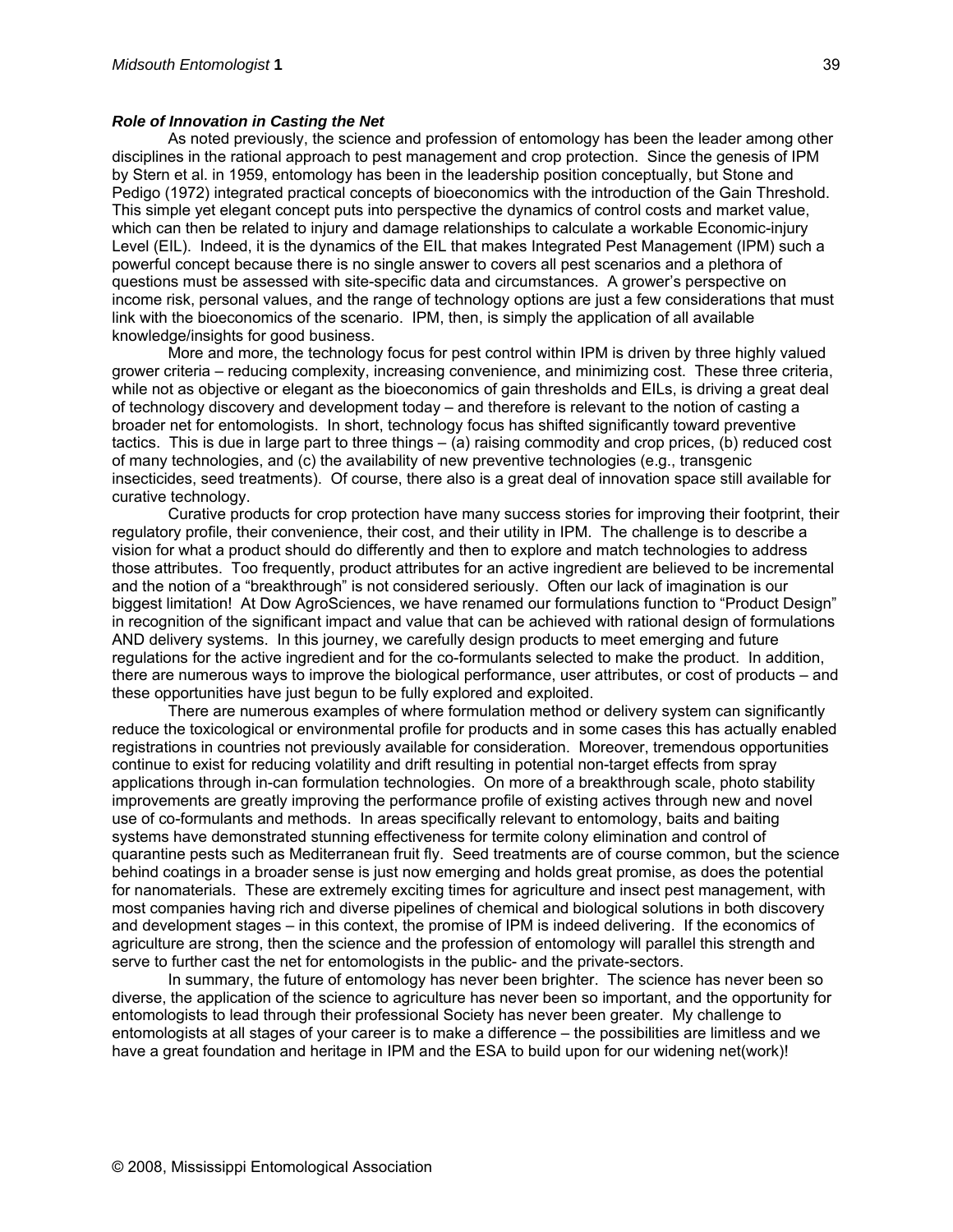### *Role of Innovation in Casting the Net*

As noted previously, the science and profession of entomology has been the leader among other disciplines in the rational approach to pest management and crop protection. Since the genesis of IPM by Stern et al. in 1959, entomology has been in the leadership position conceptually, but Stone and Pedigo (1972) integrated practical concepts of bioeconomics with the introduction of the Gain Threshold. This simple yet elegant concept puts into perspective the dynamics of control costs and market value, which can then be related to injury and damage relationships to calculate a workable Economic-injury Level (EIL). Indeed, it is the dynamics of the EIL that makes Integrated Pest Management (IPM) such a powerful concept because there is no single answer to covers all pest scenarios and a plethora of questions must be assessed with site-specific data and circumstances. A grower's perspective on income risk, personal values, and the range of technology options are just a few considerations that must link with the bioeconomics of the scenario. IPM, then, is simply the application of all available knowledge/insights for good business.

More and more, the technology focus for pest control within IPM is driven by three highly valued grower criteria – reducing complexity, increasing convenience, and minimizing cost. These three criteria, while not as objective or elegant as the bioeconomics of gain thresholds and EILs, is driving a great deal of technology discovery and development today – and therefore is relevant to the notion of casting a broader net for entomologists. In short, technology focus has shifted significantly toward preventive tactics. This is due in large part to three things – (a) raising commodity and crop prices, (b) reduced cost of many technologies, and (c) the availability of new preventive technologies (e.g., transgenic insecticides, seed treatments). Of course, there also is a great deal of innovation space still available for curative technology.

Curative products for crop protection have many success stories for improving their footprint, their regulatory profile, their convenience, their cost, and their utility in IPM. The challenge is to describe a vision for what a product should do differently and then to explore and match technologies to address those attributes. Too frequently, product attributes for an active ingredient are believed to be incremental and the notion of a "breakthrough" is not considered seriously. Often our lack of imagination is our biggest limitation! At Dow AgroSciences, we have renamed our formulations function to "Product Design" in recognition of the significant impact and value that can be achieved with rational design of formulations AND delivery systems. In this journey, we carefully design products to meet emerging and future regulations for the active ingredient and for the co-formulants selected to make the product. In addition, there are numerous ways to improve the biological performance, user attributes, or cost of products – and these opportunities have just begun to be fully explored and exploited.

There are numerous examples of where formulation method or delivery system can significantly reduce the toxicological or environmental profile for products and in some cases this has actually enabled registrations in countries not previously available for consideration. Moreover, tremendous opportunities continue to exist for reducing volatility and drift resulting in potential non-target effects from spray applications through in-can formulation technologies. On more of a breakthrough scale, photo stability improvements are greatly improving the performance profile of existing actives through new and novel use of co-formulants and methods. In areas specifically relevant to entomology, baits and baiting systems have demonstrated stunning effectiveness for termite colony elimination and control of quarantine pests such as Mediterranean fruit fly. Seed treatments are of course common, but the science behind coatings in a broader sense is just now emerging and holds great promise, as does the potential for nanomaterials. These are extremely exciting times for agriculture and insect pest management, with most companies having rich and diverse pipelines of chemical and biological solutions in both discovery and development stages – in this context, the promise of IPM is indeed delivering. If the economics of agriculture are strong, then the science and the profession of entomology will parallel this strength and serve to further cast the net for entomologists in the public- and the private-sectors.

In summary, the future of entomology has never been brighter. The science has never been so diverse, the application of the science to agriculture has never been so important, and the opportunity for entomologists to lead through their professional Society has never been greater. My challenge to entomologists at all stages of your career is to make a difference – the possibilities are limitless and we have a great foundation and heritage in IPM and the ESA to build upon for our widening net(work)!

© 2008, Mississippi Entomological Association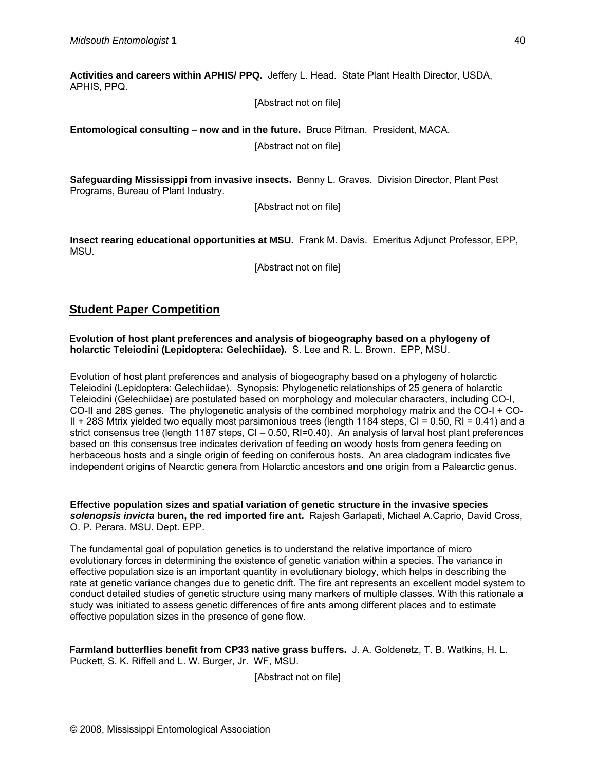**Activities and careers within APHIS/ PPQ.** Jeffery L. Head. State Plant Health Director, USDA, APHIS, PPQ.

[Abstract not on file]

**Entomological consulting – now and in the future.** Bruce Pitman. President, MACA.

[Abstract not on file]

**Safeguarding Mississippi from invasive insects.** Benny L. Graves. Division Director, Plant Pest Programs, Bureau of Plant Industry.

[Abstract not on file]

**Insect rearing educational opportunities at MSU.** Frank M. Davis. Emeritus Adjunct Professor, EPP, MSU.

[Abstract not on file]

## Student Paper Competition

**Evolution of host plant preferences and analysis of biogeography based on a phylogeny of holarctic Teleiodini (Lepidoptera: Gelechiidae).** S. Lee and R. L. Brown. EPP, MSU.

Evolution of host plant preferences and analysis of biogeography based on a phylogeny of holarctic Teleiodini (Lepidoptera: Gelechiidae). Synopsis: Phylogenetic relationships of 25 genera of holarctic Teleiodini (Gelechiidae) are postulated based on morphology and molecular characters, including CO-I, CO-II and 28S genes. The phylogenetic analysis of the combined morphology matrix and the CO-I + CO-II + 28S Mtrix yielded two equally most parsimonious trees (length 1184 steps, CI = 0.50, RI = 0.41) and a strict consensus tree (length 1187 steps, CI – 0.50, RI=0.40). An analysis of larval host plant preferences based on this consensus tree indicates derivation of feeding on woody hosts from genera feeding on herbaceous hosts and a single origin of feeding on coniferous hosts. An area cladogram indicates five independent origins of Nearctic genera from Holarctic ancestors and one origin from a Palearctic genus.

**Effective population sizes and spatial variation of genetic structure in the invasive species *solenopsis invicta* buren, the red imported fire ant.** Rajesh Garlapati, Michael A.Caprio, David Cross, O. P. Perara. MSU. Dept. EPP.

The fundamental goal of population genetics is to understand the relative importance of micro evolutionary forces in determining the existence of genetic variation within a species. The variance in effective population size is an important quantity in evolutionary biology, which helps in describing the rate at genetic variance changes due to genetic drift. The fire ant represents an excellent model system to conduct detailed studies of genetic structure using many markers of multiple classes. With this rationale a study was initiated to assess genetic differences of fire ants among different places and to estimate effective population sizes in the presence of gene flow.

**Farmland butterflies benefit from CP33 native grass buffers.** J. A. Goldenetz, T. B. Watkins, H. L. Puckett, S. K. Riffell and L. W. Burger, Jr. WF, MSU.

[Abstract not on file]

© 2008, Mississippi Entomological Association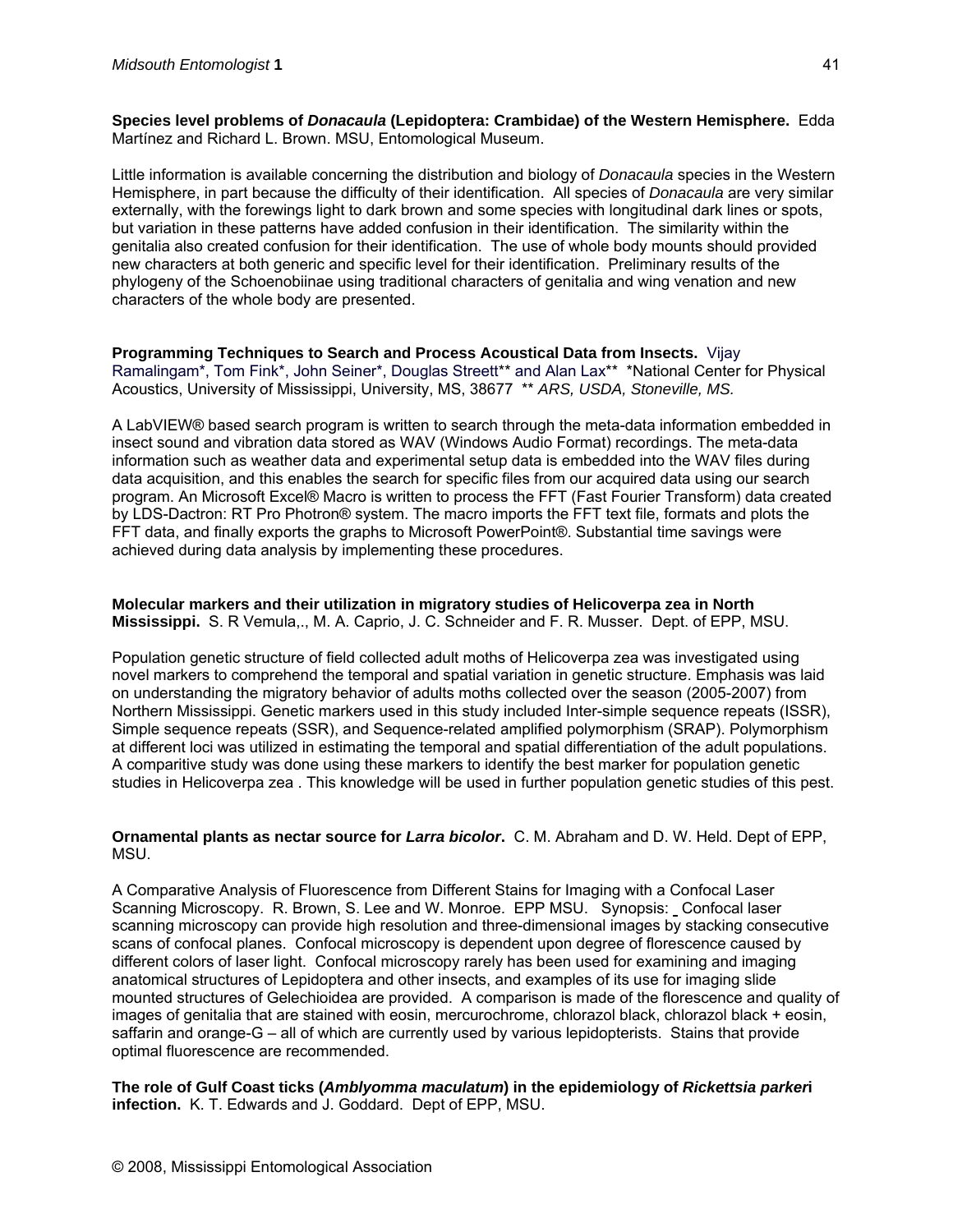**Species level problems of *Donacaula* (Lepidoptera: Crambidae) of the Western Hemisphere.** Edda Martínez and Richard L. Brown. MSU, Entomological Museum.

Little information is available concerning the distribution and biology of *Donacaula* species in the Western Hemisphere, in part because the difficulty of their identification. All species of *Donacaula* are very similar externally, with the forewings light to dark brown and some species with longitudinal dark lines or spots, but variation in these patterns have added confusion in their identification. The similarity within the genitalia also created confusion for their identification. The use of whole body mounts should provided new characters at both generic and specific level for their identification. Preliminary results of the phylogeny of the Schoenobiinae using traditional characters of genitalia and wing venation and new characters of the whole body are presented.

**Programming Techniques to Search and Process Acoustical Data from Insects.** Vijay Ramalingam*, Tom Fink*, John Seiner*, Douglas Streett** and Alan Lax** *National Center for Physical Acoustics, University of Mississippi, University, MS, 38677 ** *ARS, USDA, Stoneville, MS.*

A LabVIEW® based search program is written to search through the meta-data information embedded in insect sound and vibration data stored as WAV (Windows Audio Format) recordings. The meta-data information such as weather data and experimental setup data is embedded into the WAV files during data acquisition, and this enables the search for specific files from our acquired data using our search program. An Microsoft Excel® Macro is written to process the FFT (Fast Fourier Transform) data created by LDS-Dactron: RT Pro Photron® system. The macro imports the FFT text file, formats and plots the FFT data, and finally exports the graphs to Microsoft PowerPoint®. Substantial time savings were achieved during data analysis by implementing these procedures.

**Molecular markers and their utilization in migratory studies of Helicoverpa zea in North Mississippi.** S. R Vemula,., M. A. Caprio, J. C. Schneider and F. R. Musser. Dept. of EPP, MSU.

Population genetic structure of field collected adult moths of Helicoverpa zea was investigated using novel markers to comprehend the temporal and spatial variation in genetic structure. Emphasis was laid on understanding the migratory behavior of adults moths collected over the season (2005-2007) from Northern Mississippi. Genetic markers used in this study included Inter-simple sequence repeats (ISSR), Simple sequence repeats (SSR), and Sequence-related amplified polymorphism (SRAP). Polymorphism at different loci was utilized in estimating the temporal and spatial differentiation of the adult populations. A comparitive study was done using these markers to identify the best marker for population genetic studies in Helicoverpa zea . This knowledge will be used in further population genetic studies of this pest.

**Ornamental plants as nectar source for *Larra bicolor*.** C. M. Abraham and D. W. Held. Dept of EPP, MSU.

A Comparative Analysis of Fluorescence from Different Stains for Imaging with a Confocal Laser Scanning Microscopy. R. Brown, S. Lee and W. Monroe. EPP MSU. Synopsis: Confocal laser scanning microscopy can provide high resolution and three-dimensional images by stacking consecutive scans of confocal planes. Confocal microscopy is dependent upon degree of florescence caused by different colors of laser light. Confocal microscopy rarely has been used for examining and imaging anatomical structures of Lepidoptera and other insects, and examples of its use for imaging slide mounted structures of Gelechioidea are provided. A comparison is made of the florescence and quality of images of genitalia that are stained with eosin, mercurochrome, chlorazol black, chlorazol black + eosin, saffarin and orange-G – all of which are currently used by various lepidopterists. Stains that provide optimal fluorescence are recommended.

**The role of Gulf Coast ticks (*Amblyomma maculatum*) in the epidemiology of *Rickettsia parker*i infection.** K. T. Edwards and J. Goddard. Dept of EPP, MSU.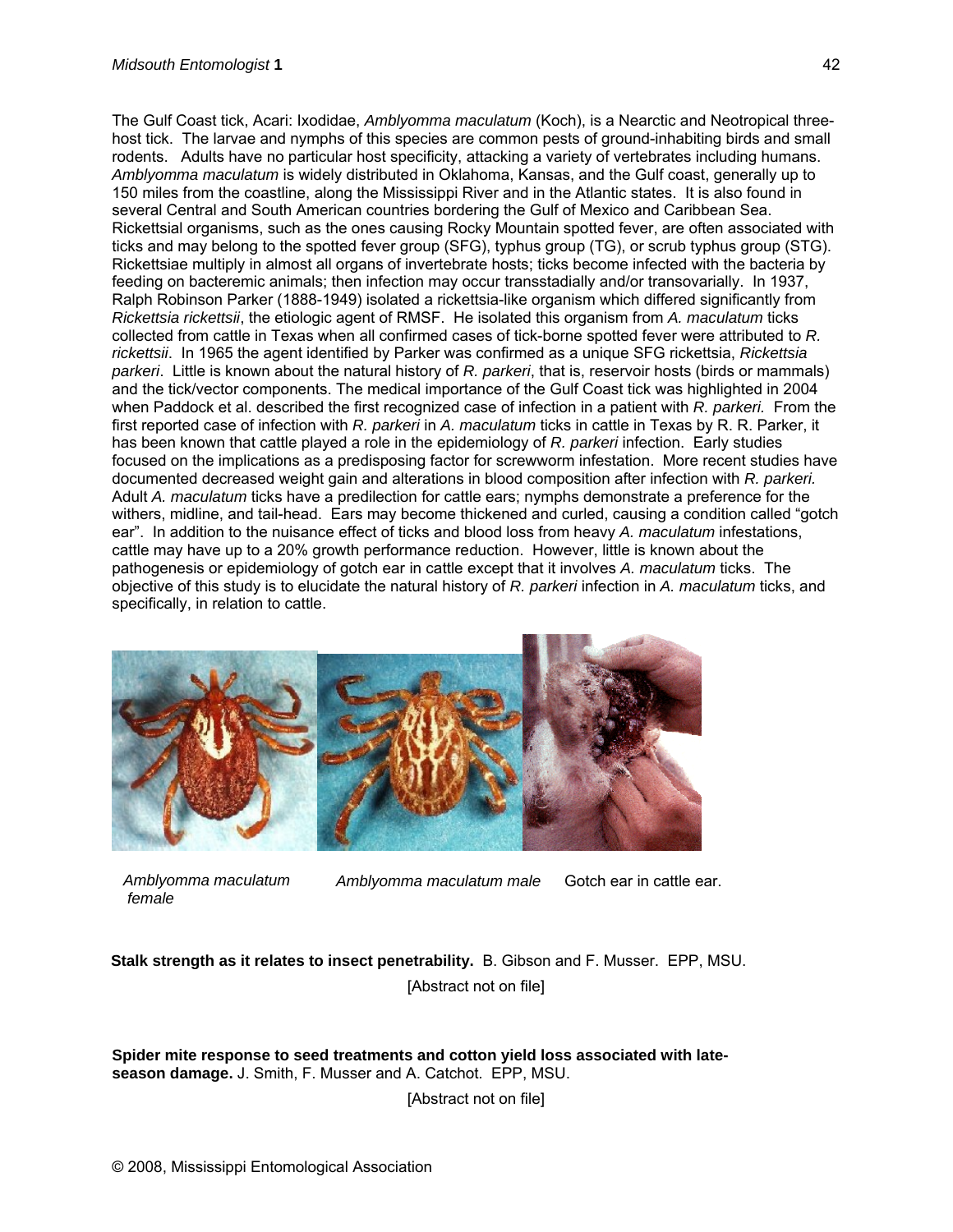The Gulf Coast tick, Acari: Ixodidae, *Amblyomma maculatum* (Koch), is a Nearctic and Neotropical three-host tick. The larvae and nymphs of this species are common pests of ground-inhabiting birds and small rodents. Adults have no particular host specificity, attacking a variety of vertebrates including humans. *Amblyomma maculatum* is widely distributed in Oklahoma, Kansas, and the Gulf coast, generally up to 150 miles from the coastline, along the Mississippi River and in the Atlantic states. It is also found in several Central and South American countries bordering the Gulf of Mexico and Caribbean Sea. Rickettsial organisms, such as the ones causing Rocky Mountain spotted fever, are often associated with ticks and may belong to the spotted fever group (SFG), typhus group (TG), or scrub typhus group (STG). Rickettsiae multiply in almost all organs of invertebrate hosts; ticks become infected with the bacteria by feeding on bacteremic animals; then infection may occur transstadially and/or transovarially. In 1937, Ralph Robinson Parker (1888-1949) isolated a rickettsia-like organism which differed significantly from *Rickettsia rickettsii*, the etiologic agent of RMSF. He isolated this organism from *A. maculatum* ticks collected from cattle in Texas when all confirmed cases of tick-borne spotted fever were attributed to *R. rickettsii*. In 1965 the agent identified by Parker was confirmed as a unique SFG rickettsia, *Rickettsia parkeri*. Little is known about the natural history of *R. parkeri*, that is, reservoir hosts (birds or mammals) and the tick/vector components. The medical importance of the Gulf Coast tick was highlighted in 2004 when Paddock et al. described the first recognized case of infection in a patient with *R. parkeri.* From the first reported case of infection with *R. parkeri* in *A. maculatum* ticks in cattle in Texas by R. R. Parker, it has been known that cattle played a role in the epidemiology of *R. parkeri* infection. Early studies focused on the implications as a predisposing factor for screwworm infestation. More recent studies have documented decreased weight gain and alterations in blood composition after infection with *R. parkeri.* Adult *A. maculatum* ticks have a predilection for cattle ears; nymphs demonstrate a preference for the withers, midline, and tail-head. Ears may become thickened and curled, causing a condition called "gotch ear". In addition to the nuisance effect of ticks and blood loss from heavy *A. maculatum* infestations, cattle may have up to a 20% growth performance reduction. However, little is known about the pathogenesis or epidemiology of gotch ear in cattle except that it involves *A. maculatum* ticks. The objective of this study is to elucidate the natural history of *R. parkeri* infection in *A. maculatum* ticks, and specifically, in relation to cattle.

*Amblyomma maculatum female* | *Amblyomma maculatum male* | Gotch ear in cattle ear.

**Stalk strength as it relates to insect penetrability.** B. Gibson and F. Musser. EPP, MSU.

[Abstract not on file]

**Spider mite response to seed treatments and cotton yield loss associated with late-season damage.** J. Smith, F. Musser and A. Catchot. EPP, MSU.

[Abstract not on file]

© 2008, Mississippi Entomological Association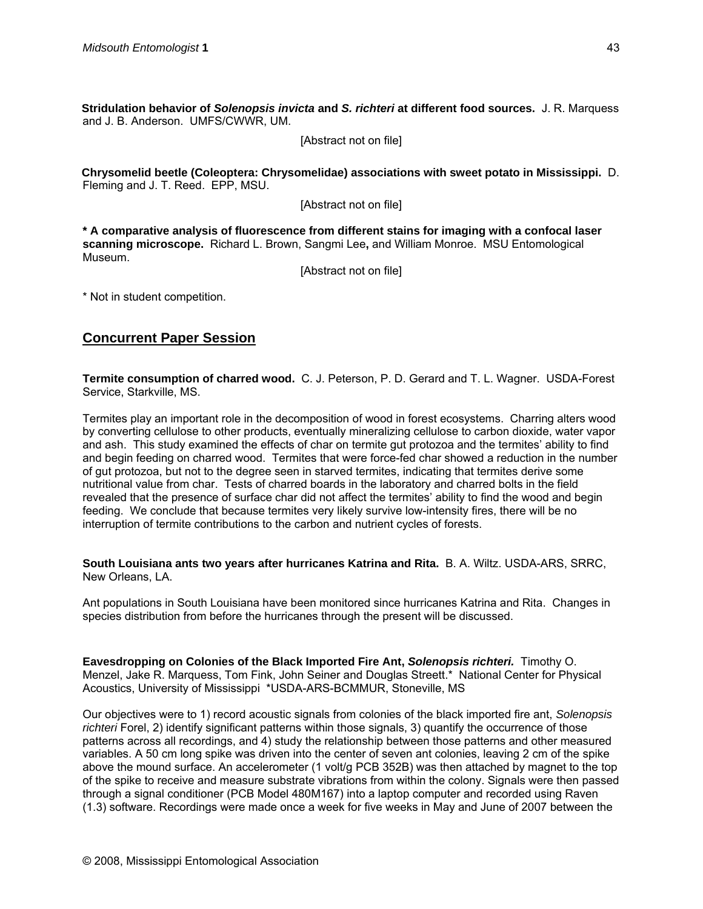**Stridulation behavior of *Solenopsis invicta* and *S. richteri* at different food sources.** J. R. Marquess and J. B. Anderson. UMFS/CWWR, UM.

[Abstract not on file]

**Chrysomelid beetle (Coleoptera: Chrysomelidae) associations with sweet potato in Mississippi.** D. Fleming and J. T. Reed. EPP, MSU.

[Abstract not on file]

**\* A comparative analysis of fluorescence from different stains for imaging with a confocal laser scanning microscope.** Richard L. Brown, Sangmi Lee, and William Monroe. MSU Entomological Museum.

[Abstract not on file]

\* Not in student competition.

## Concurrent Paper Session

**Termite consumption of charred wood.** C. J. Peterson, P. D. Gerard and T. L. Wagner. USDA-Forest Service, Starkville, MS.

Termites play an important role in the decomposition of wood in forest ecosystems. Charring alters wood by converting cellulose to other products, eventually mineralizing cellulose to carbon dioxide, water vapor and ash. This study examined the effects of char on termite gut protozoa and the termites' ability to find and begin feeding on charred wood. Termites that were force-fed char showed a reduction in the number of gut protozoa, but not to the degree seen in starved termites, indicating that termites derive some nutritional value from char. Tests of charred boards in the laboratory and charred bolts in the field revealed that the presence of surface char did not affect the termites' ability to find the wood and begin feeding. We conclude that because termites very likely survive low-intensity fires, there will be no interruption of termite contributions to the carbon and nutrient cycles of forests.

**South Louisiana ants two years after hurricanes Katrina and Rita.** B. A. Wiltz. USDA-ARS, SRRC, New Orleans, LA.

Ant populations in South Louisiana have been monitored since hurricanes Katrina and Rita. Changes in species distribution from before the hurricanes through the present will be discussed.

**Eavesdropping on Colonies of the Black Imported Fire Ant, *Solenopsis richteri.*** Timothy O. Menzel, Jake R. Marquess, Tom Fink, John Seiner and Douglas Streett.* National Center for Physical Acoustics, University of Mississippi *USDA-ARS-BCMMUR, Stoneville, MS

Our objectives were to 1) record acoustic signals from colonies of the black imported fire ant, *Solenopsis richteri* Forel, 2) identify significant patterns within those signals, 3) quantify the occurrence of those patterns across all recordings, and 4) study the relationship between those patterns and other measured variables. A 50 cm long spike was driven into the center of seven ant colonies, leaving 2 cm of the spike above the mound surface. An accelerometer (1 volt/g PCB 352B) was then attached by magnet to the top of the spike to receive and measure substrate vibrations from within the colony. Signals were then passed through a signal conditioner (PCB Model 480M167) into a laptop computer and recorded using Raven (1.3) software. Recordings were made once a week for five weeks in May and June of 2007 between the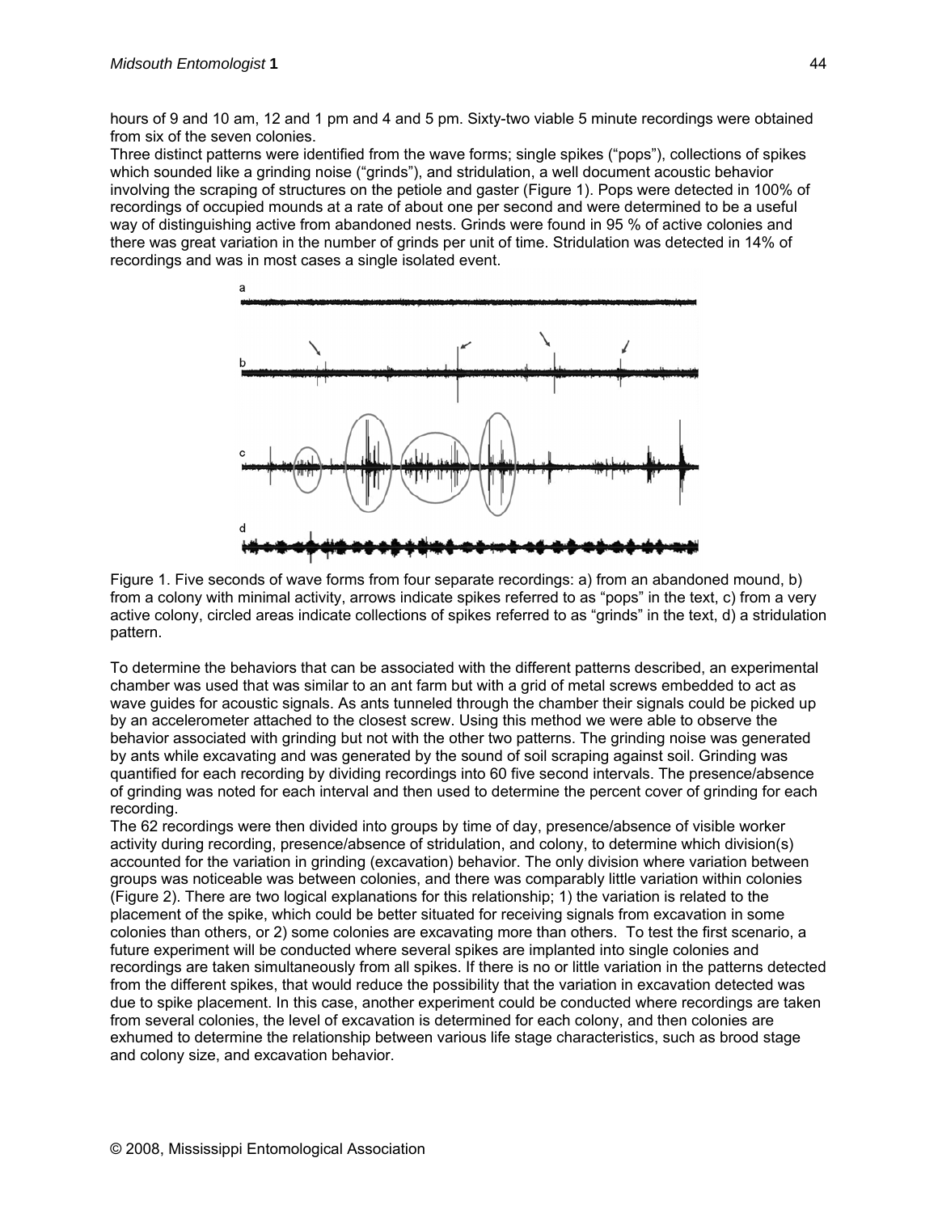hours of 9 and 10 am, 12 and 1 pm and 4 and 5 pm. Sixty-two viable 5 minute recordings were obtained from six of the seven colonies.

Three distinct patterns were identified from the wave forms; single spikes ("pops"), collections of spikes which sounded like a grinding noise ("grinds"), and stridulation, a well document acoustic behavior involving the scraping of structures on the petiole and gaster (Figure 1). Pops were detected in 100% of recordings of occupied mounds at a rate of about one per second and were determined to be a useful way of distinguishing active from abandoned nests. Grinds were found in 95 % of active colonies and there was great variation in the number of grinds per unit of time. Stridulation was detected in 14% of recordings and was in most cases a single isolated event.

Figure 1. Five seconds of wave forms from four separate recordings: a) from an abandoned mound, b) from a colony with minimal activity, arrows indicate spikes referred to as "pops" in the text, c) from a very active colony, circled areas indicate collections of spikes referred to as "grinds" in the text, d) a stridulation pattern.

To determine the behaviors that can be associated with the different patterns described, an experimental chamber was used that was similar to an ant farm but with a grid of metal screws embedded to act as wave guides for acoustic signals. As ants tunneled through the chamber their signals could be picked up by an accelerometer attached to the closest screw. Using this method we were able to observe the behavior associated with grinding but not with the other two patterns. The grinding noise was generated by ants while excavating and was generated by the sound of soil scraping against soil. Grinding was quantified for each recording by dividing recordings into 60 five second intervals. The presence/absence of grinding was noted for each interval and then used to determine the percent cover of grinding for each recording.

The 62 recordings were then divided into groups by time of day, presence/absence of visible worker activity during recording, presence/absence of stridulation, and colony, to determine which division(s) accounted for the variation in grinding (excavation) behavior. The only division where variation between groups was noticeable was between colonies, and there was comparably little variation within colonies (Figure 2). There are two logical explanations for this relationship; 1) the variation is related to the placement of the spike, which could be better situated for receiving signals from excavation in some colonies than others, or 2) some colonies are excavating more than others. To test the first scenario, a future experiment will be conducted where several spikes are implanted into single colonies and recordings are taken simultaneously from all spikes. If there is no or little variation in the patterns detected from the different spikes, that would reduce the possibility that the variation in excavation detected was due to spike placement. In this case, another experiment could be conducted where recordings are taken from several colonies, the level of excavation is determined for each colony, and then colonies are exhumed to determine the relationship between various life stage characteristics, such as brood stage and colony size, and excavation behavior.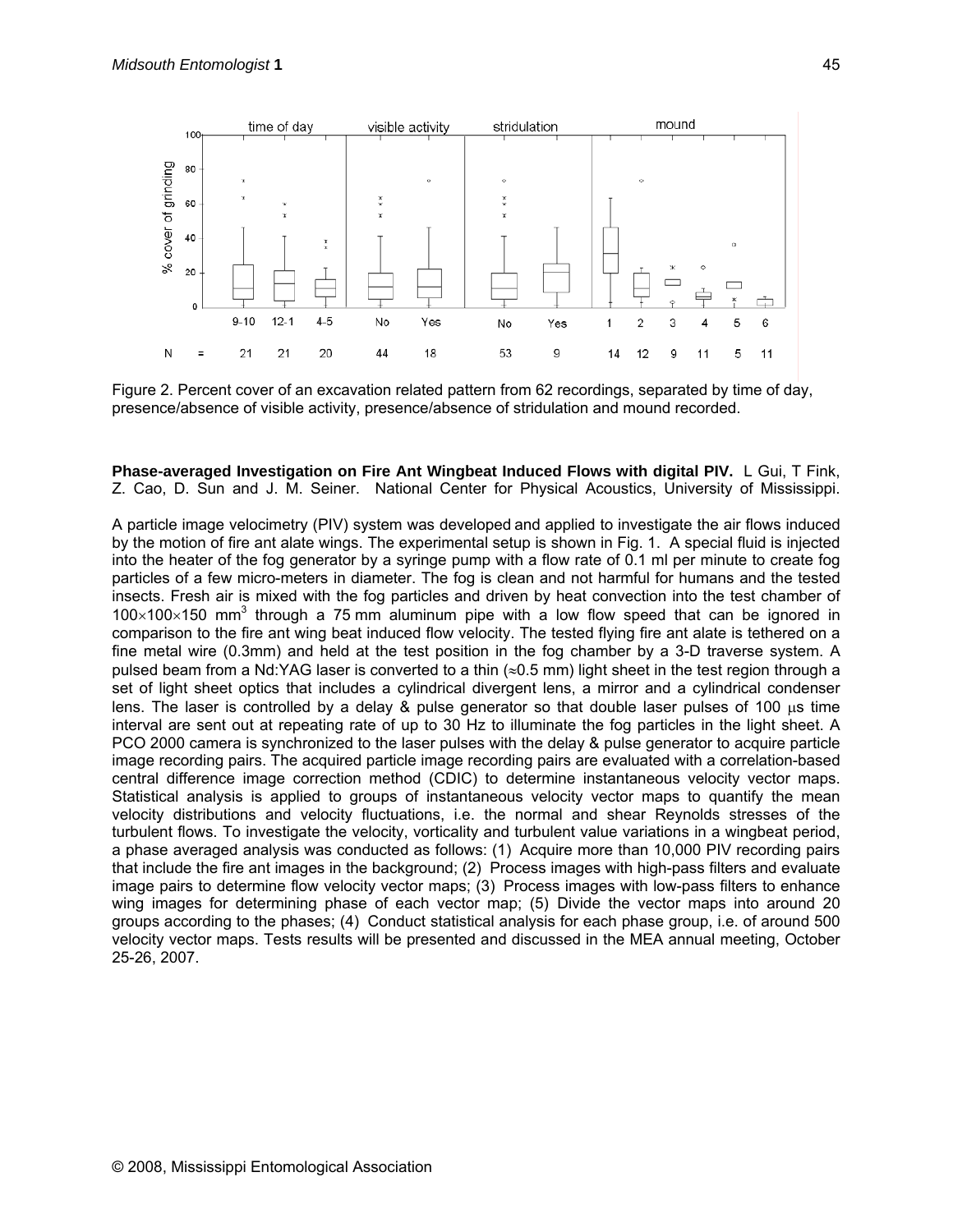Figure 2. Percent cover of an excavation related pattern from 62 recordings, separated by time of day, presence/absence of visible activity, presence/absence of stridulation and mound recorded.

**Phase-averaged Investigation on Fire Ant Wingbeat Induced Flows with digital PIV.** L Gui, T Fink, Z. Cao, D. Sun and J. M. Seiner. National Center for Physical Acoustics, University of Mississippi.

A particle image velocimetry (PIV) system was developed and applied to investigate the air flows induced by the motion of fire ant alate wings. The experimental setup is shown in Fig. 1. A special fluid is injected into the heater of the fog generator by a syringe pump with a flow rate of 0.1 ml per minute to create fog particles of a few micro-meters in diameter. The fog is clean and not harmful for humans and the tested insects. Fresh air is mixed with the fog particles and driven by heat convection into the test chamber of $100\times100\times150$ mm$^3$ through a 75 mm aluminum pipe with a low flow speed that can be ignored in comparison to the fire ant wing beat induced flow velocity. The tested flying fire ant alate is tethered on a fine metal wire (0.3mm) and held at the test position in the fog chamber by a 3-D traverse system. A pulsed beam from a Nd:YAG laser is converted to a thin ($\approx$0.5 mm) light sheet in the test region through a set of light sheet optics that includes a cylindrical divergent lens, a mirror and a cylindrical condenser lens. The laser is controlled by a delay & pulse generator so that double laser pulses of 100 $\mu$s time interval are sent out at repeating rate of up to 30 Hz to illuminate the fog particles in the light sheet. A PCO 2000 camera is synchronized to the laser pulses with the delay & pulse generator to acquire particle image recording pairs. The acquired particle image recording pairs are evaluated with a correlation-based central difference image correction method (CDIC) to determine instantaneous velocity vector maps. Statistical analysis is applied to groups of instantaneous velocity vector maps to quantify the mean velocity distributions and velocity fluctuations, i.e. the normal and shear Reynolds stresses of the turbulent flows. To investigate the velocity, vorticality and turbulent value variations in a wingbeat period, a phase averaged analysis was conducted as follows: (1) Acquire more than 10,000 PIV recording pairs that include the fire ant images in the background; (2) Process images with high-pass filters and evaluate image pairs to determine flow velocity vector maps; (3) Process images with low-pass filters to enhance wing images for determining phase of each vector map; (5) Divide the vector maps into around 20 groups according to the phases; (4) Conduct statistical analysis for each phase group, i.e. of around 500 velocity vector maps. Tests results will be presented and discussed in the MEA annual meeting, October 25-26, 2007.

© 2008, Mississippi Entomological Association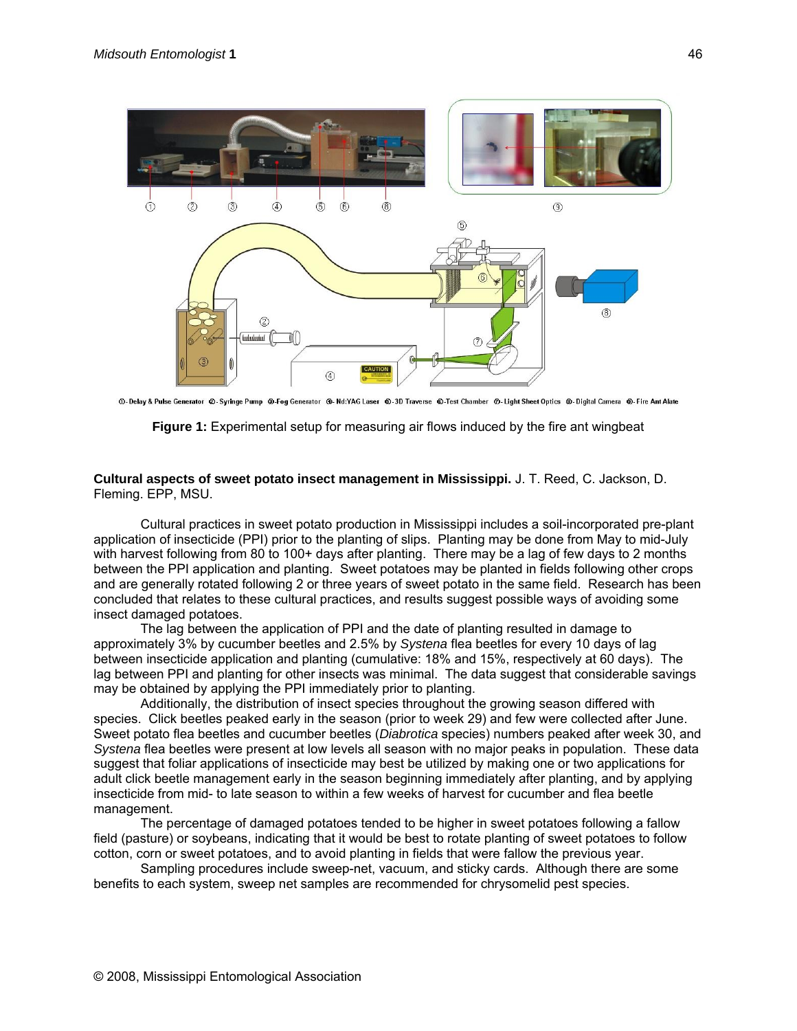①-Delay & Pulse Generator ②-Syringe Pump ③-Fog Generator ④-Nd:YAG Laser ⑤-3D Traverse ⑥-Test Chamber ⑦-Light Sheet Optics ⑧-Digital Camera ⑨-Fire Ant Alate

**Figure 1:** Experimental setup for measuring air flows induced by the fire ant wingbeat

**Cultural aspects of sweet potato insect management in Mississippi.** J. T. Reed, C. Jackson, D. Fleming. EPP, MSU.

Cultural practices in sweet potato production in Mississippi includes a soil-incorporated pre-plant application of insecticide (PPI) prior to the planting of slips. Planting may be done from May to mid-July with harvest following from 80 to 100+ days after planting. There may be a lag of few days to 2 months between the PPI application and planting. Sweet potatoes may be planted in fields following other crops and are generally rotated following 2 or three years of sweet potato in the same field. Research has been concluded that relates to these cultural practices, and results suggest possible ways of avoiding some insect damaged potatoes.

The lag between the application of PPI and the date of planting resulted in damage to approximately 3% by cucumber beetles and 2.5% by *Systena* flea beetles for every 10 days of lag between insecticide application and planting (cumulative: 18% and 15%, respectively at 60 days). The lag between PPI and planting for other insects was minimal. The data suggest that considerable savings may be obtained by applying the PPI immediately prior to planting.

Additionally, the distribution of insect species throughout the growing season differed with species. Click beetles peaked early in the season (prior to week 29) and few were collected after June. Sweet potato flea beetles and cucumber beetles (*Diabrotica* species) numbers peaked after week 30, and *Systena* flea beetles were present at low levels all season with no major peaks in population. These data suggest that foliar applications of insecticide may best be utilized by making one or two applications for adult click beetle management early in the season beginning immediately after planting, and by applying insecticide from mid- to late season to within a few weeks of harvest for cucumber and flea beetle management.

The percentage of damaged potatoes tended to be higher in sweet potatoes following a fallow field (pasture) or soybeans, indicating that it would be best to rotate planting of sweet potatoes to follow cotton, corn or sweet potatoes, and to avoid planting in fields that were fallow the previous year.

Sampling procedures include sweep-net, vacuum, and sticky cards. Although there are some benefits to each system, sweep net samples are recommended for chrysomelid pest species.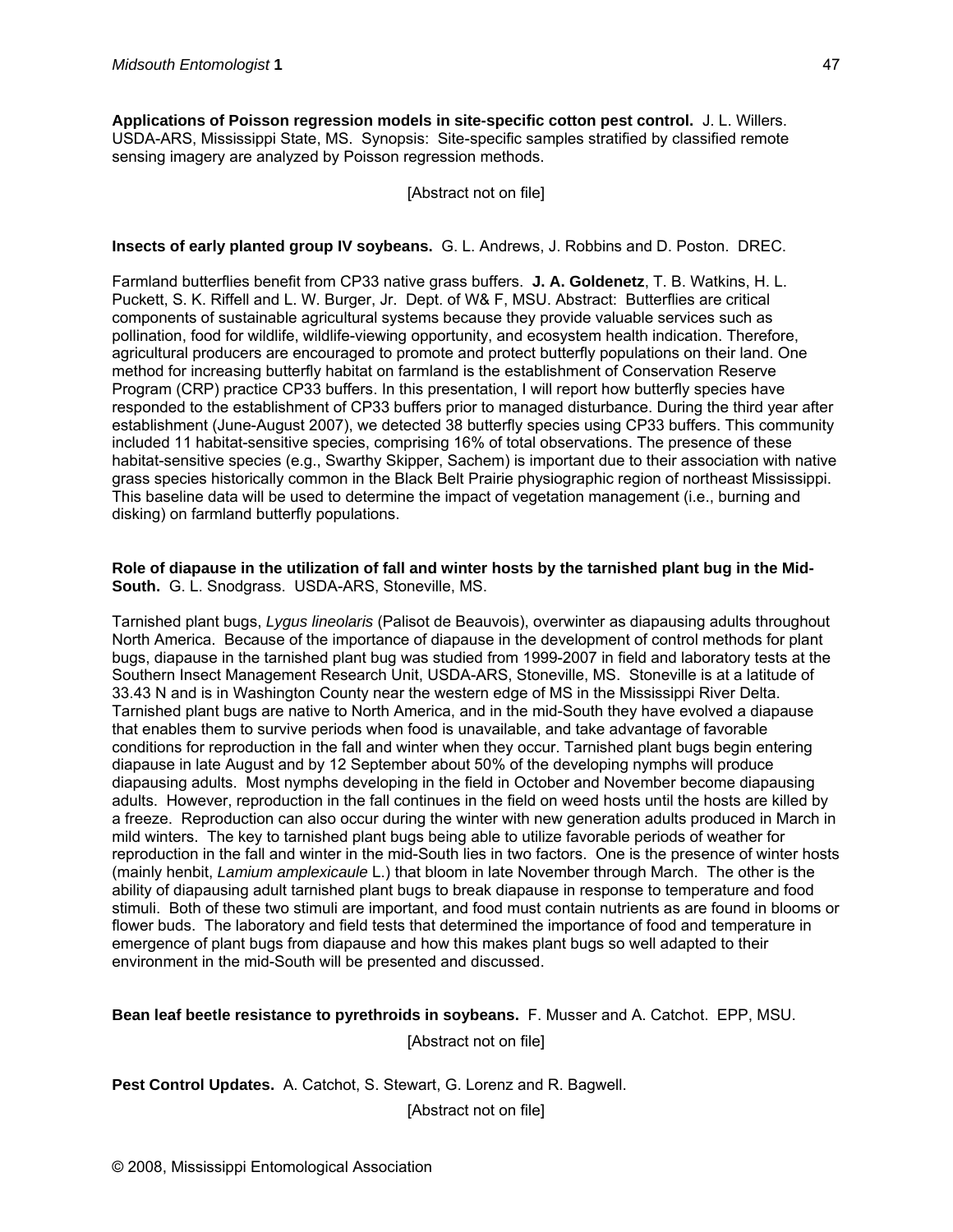**Applications of Poisson regression models in site-specific cotton pest control.** J. L. Willers. USDA-ARS, Mississippi State, MS. Synopsis: Site-specific samples stratified by classified remote sensing imagery are analyzed by Poisson regression methods.

[Abstract not on file]

**Insects of early planted group IV soybeans.** G. L. Andrews, J. Robbins and D. Poston. DREC.

Farmland butterflies benefit from CP33 native grass buffers. **J. A. Goldenetz**, T. B. Watkins, H. L. Puckett, S. K. Riffell and L. W. Burger, Jr. Dept. of W& F, MSU. Abstract: Butterflies are critical components of sustainable agricultural systems because they provide valuable services such as pollination, food for wildlife, wildlife-viewing opportunity, and ecosystem health indication. Therefore, agricultural producers are encouraged to promote and protect butterfly populations on their land. One method for increasing butterfly habitat on farmland is the establishment of Conservation Reserve Program (CRP) practice CP33 buffers. In this presentation, I will report how butterfly species have responded to the establishment of CP33 buffers prior to managed disturbance. During the third year after establishment (June-August 2007), we detected 38 butterfly species using CP33 buffers. This community included 11 habitat-sensitive species, comprising 16% of total observations. The presence of these habitat-sensitive species (e.g., Swarthy Skipper, Sachem) is important due to their association with native grass species historically common in the Black Belt Prairie physiographic region of northeast Mississippi. This baseline data will be used to determine the impact of vegetation management (i.e., burning and disking) on farmland butterfly populations.

**Role of diapause in the utilization of fall and winter hosts by the tarnished plant bug in the Mid-South.** G. L. Snodgrass. USDA-ARS, Stoneville, MS.

Tarnished plant bugs, *Lygus lineolaris* (Palisot de Beauvois), overwinter as diapausing adults throughout North America. Because of the importance of diapause in the development of control methods for plant bugs, diapause in the tarnished plant bug was studied from 1999-2007 in field and laboratory tests at the Southern Insect Management Research Unit, USDA-ARS, Stoneville, MS. Stoneville is at a latitude of 33.43 N and is in Washington County near the western edge of MS in the Mississippi River Delta. Tarnished plant bugs are native to North America, and in the mid-South they have evolved a diapause that enables them to survive periods when food is unavailable, and take advantage of favorable conditions for reproduction in the fall and winter when they occur. Tarnished plant bugs begin entering diapause in late August and by 12 September about 50% of the developing nymphs will produce diapausing adults. Most nymphs developing in the field in October and November become diapausing adults. However, reproduction in the fall continues in the field on weed hosts until the hosts are killed by a freeze. Reproduction can also occur during the winter with new generation adults produced in March in mild winters. The key to tarnished plant bugs being able to utilize favorable periods of weather for reproduction in the fall and winter in the mid-South lies in two factors. One is the presence of winter hosts (mainly henbit, *Lamium amplexicaule* L.) that bloom in late November through March. The other is the ability of diapausing adult tarnished plant bugs to break diapause in response to temperature and food stimuli. Both of these two stimuli are important, and food must contain nutrients as are found in blooms or flower buds. The laboratory and field tests that determined the importance of food and temperature in emergence of plant bugs from diapause and how this makes plant bugs so well adapted to their environment in the mid-South will be presented and discussed.

**Bean leaf beetle resistance to pyrethroids in soybeans.** F. Musser and A. Catchot. EPP, MSU.

[Abstract not on file]

**Pest Control Updates.** A. Catchot, S. Stewart, G. Lorenz and R. Bagwell.

[Abstract not on file]

© 2008, Mississippi Entomological Association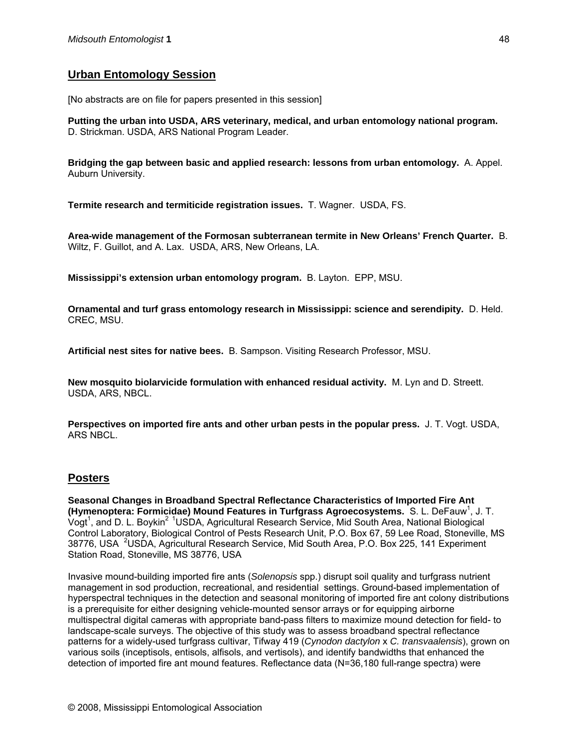## Urban Entomology Session

[No abstracts are on file for papers presented in this session]

**Putting the urban into USDA, ARS veterinary, medical, and urban entomology national program.** D. Strickman. USDA, ARS National Program Leader.

**Bridging the gap between basic and applied research: lessons from urban entomology.** A. Appel. Auburn University.

**Termite research and termiticide registration issues.** T. Wagner. USDA, FS.

**Area-wide management of the Formosan subterranean termite in New Orleans' French Quarter.** B. Wiltz, F. Guillot, and A. Lax. USDA, ARS, New Orleans, LA.

**Mississippi's extension urban entomology program.** B. Layton. EPP, MSU.

**Ornamental and turf grass entomology research in Mississippi: science and serendipity.** D. Held. CREC, MSU.

**Artificial nest sites for native bees.** B. Sampson. Visiting Research Professor, MSU.

**New mosquito biolarvicide formulation with enhanced residual activity.** M. Lyn and D. Streett. USDA, ARS, NBCL.

**Perspectives on imported fire ants and other urban pests in the popular press.** J. T. Vogt. USDA, ARS NBCL.

## Posters

**Seasonal Changes in Broadband Spectral Reflectance Characteristics of Imported Fire Ant (Hymenoptera: Formicidae) Mound Features in Turfgrass Agroecosystems.** S. L. DeFauw[1], J. T. Vogt[1], and D. L. Boykin[2] [1]USDA, Agricultural Research Service, Mid South Area, National Biological Control Laboratory, Biological Control of Pests Research Unit, P.O. Box 67, 59 Lee Road, Stoneville, MS 38776, USA [2]USDA, Agricultural Research Service, Mid South Area, P.O. Box 225, 141 Experiment Station Road, Stoneville, MS 38776, USA

Invasive mound-building imported fire ants (*Solenopsis* spp.) disrupt soil quality and turfgrass nutrient management in sod production, recreational, and residential settings. Ground-based implementation of hyperspectral techniques in the detection and seasonal monitoring of imported fire ant colony distributions is a prerequisite for either designing vehicle-mounted sensor arrays or for equipping airborne multispectral digital cameras with appropriate band-pass filters to maximize mound detection for field- to landscape-scale surveys. The objective of this study was to assess broadband spectral reflectance patterns for a widely-used turfgrass cultivar, Tifway 419 (*Cynodon dactylon* x *C. transvaalensis*), grown on various soils (inceptisols, entisols, alfisols, and vertisols), and identify bandwidths that enhanced the detection of imported fire ant mound features. Reflectance data (N=36,180 full-range spectra) were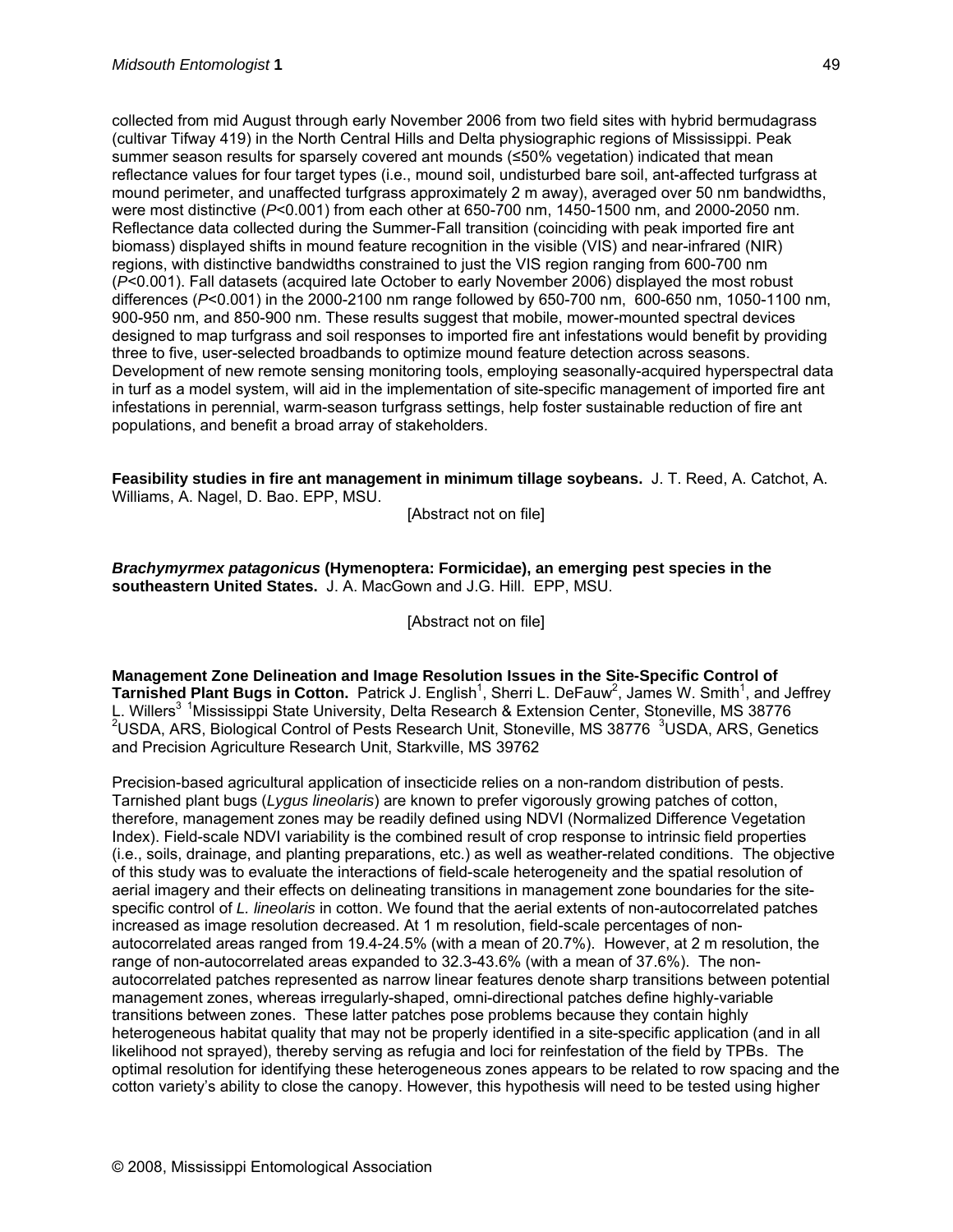collected from mid August through early November 2006 from two field sites with hybrid bermudagrass (cultivar Tifway 419) in the North Central Hills and Delta physiographic regions of Mississippi. Peak summer season results for sparsely covered ant mounds (≤50% vegetation) indicated that mean reflectance values for four target types (i.e., mound soil, undisturbed bare soil, ant-affected turfgrass at mound perimeter, and unaffected turfgrass approximately 2 m away), averaged over 50 nm bandwidths, were most distinctive ($P<0.001$) from each other at 650-700 nm, 1450-1500 nm, and 2000-2050 nm. Reflectance data collected during the Summer-Fall transition (coinciding with peak imported fire ant biomass) displayed shifts in mound feature recognition in the visible (VIS) and near-infrared (NIR) regions, with distinctive bandwidths constrained to just the VIS region ranging from 600-700 nm ($P<0.001$). Fall datasets (acquired late October to early November 2006) displayed the most robust differences ($P<0.001$) in the 2000-2100 nm range followed by 650-700 nm, 600-650 nm, 1050-1100 nm, 900-950 nm, and 850-900 nm. These results suggest that mobile, mower-mounted spectral devices designed to map turfgrass and soil responses to imported fire ant infestations would benefit by providing three to five, user-selected broadbands to optimize mound feature detection across seasons. Development of new remote sensing monitoring tools, employing seasonally-acquired hyperspectral data in turf as a model system, will aid in the implementation of site-specific management of imported fire ant infestations in perennial, warm-season turfgrass settings, help foster sustainable reduction of fire ant populations, and benefit a broad array of stakeholders.

**Feasibility studies in fire ant management in minimum tillage soybeans.** J. T. Reed, A. Catchot, A. Williams, A. Nagel, D. Bao. EPP, MSU.

[Abstract not on file]

***Brachymyrmex patagonicus* (Hymenoptera: Formicidae), an emerging pest species in the southeastern United States.** J. A. MacGown and J.G. Hill. EPP, MSU.

[Abstract not on file]

**Management Zone Delineation and Image Resolution Issues in the Site-Specific Control of Tarnished Plant Bugs in Cotton.** Patrick J. English[1], Sherri L. DeFauw[2], James W. Smith[1], and Jeffrey L. Willers[3] [1]Mississippi State University, Delta Research & Extension Center, Stoneville, MS 38776 [2]USDA, ARS, Biological Control of Pests Research Unit, Stoneville, MS 38776 [3]USDA, ARS, Genetics and Precision Agriculture Research Unit, Starkville, MS 39762

Precision-based agricultural application of insecticide relies on a non-random distribution of pests. Tarnished plant bugs (*Lygus lineolaris*) are known to prefer vigorously growing patches of cotton, therefore, management zones may be readily defined using NDVI (Normalized Difference Vegetation Index). Field-scale NDVI variability is the combined result of crop response to intrinsic field properties (i.e., soils, drainage, and planting preparations, etc.) as well as weather-related conditions. The objective of this study was to evaluate the interactions of field-scale heterogeneity and the spatial resolution of aerial imagery and their effects on delineating transitions in management zone boundaries for the site-specific control of *L. lineolaris* in cotton. We found that the aerial extents of non-autocorrelated patches increased as image resolution decreased. At 1 m resolution, field-scale percentages of non-autocorrelated areas ranged from 19.4-24.5% (with a mean of 20.7%). However, at 2 m resolution, the range of non-autocorrelated areas expanded to 32.3-43.6% (with a mean of 37.6%). The non-autocorrelated patches represented as narrow linear features denote sharp transitions between potential management zones, whereas irregularly-shaped, omni-directional patches define highly-variable transitions between zones. These latter patches pose problems because they contain highly heterogeneous habitat quality that may not be properly identified in a site-specific application (and in all likelihood not sprayed), thereby serving as refugia and loci for reinfestation of the field by TPBs. The optimal resolution for identifying these heterogeneous zones appears to be related to row spacing and the cotton variety's ability to close the canopy. However, this hypothesis will need to be tested using higher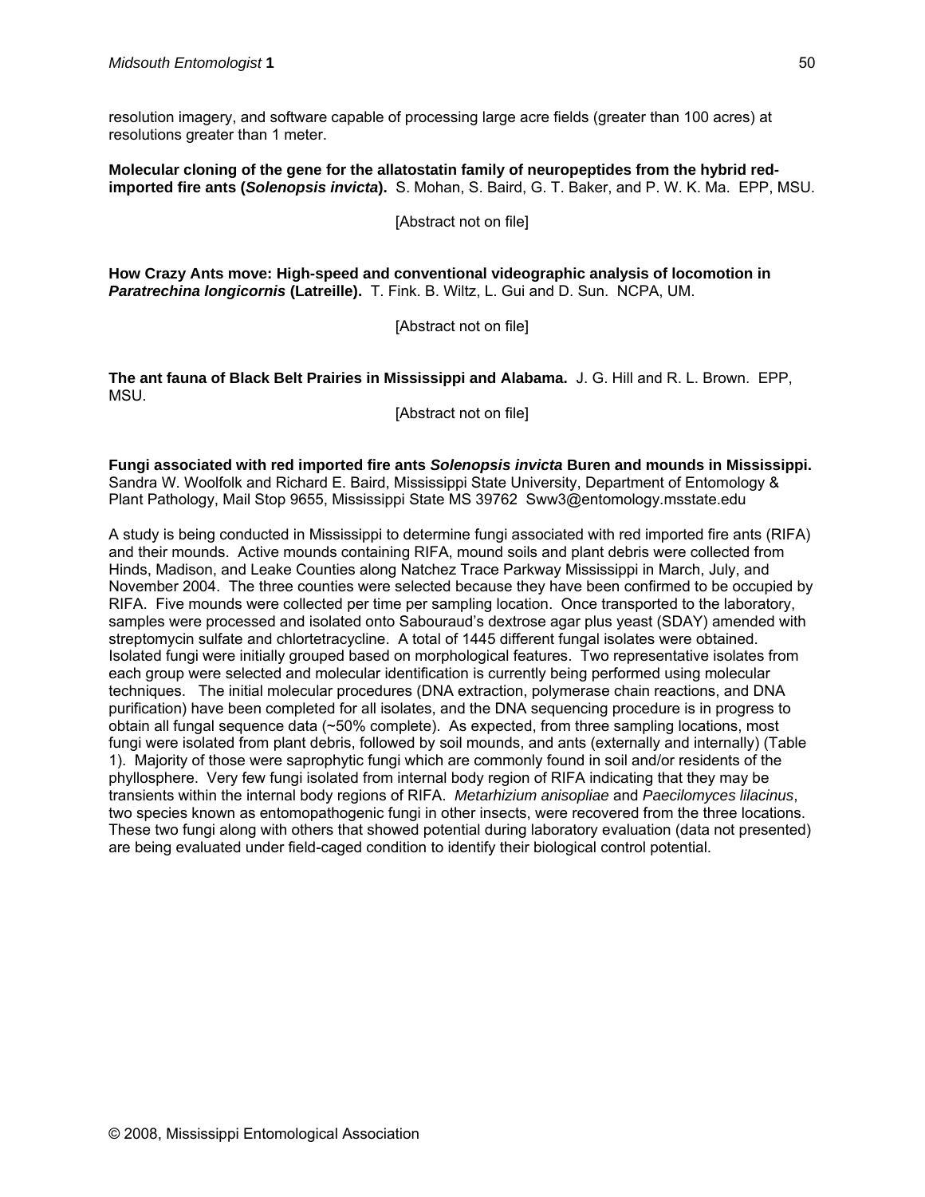resolution imagery, and software capable of processing large acre fields (greater than 100 acres) at resolutions greater than 1 meter.

**Molecular cloning of the gene for the allatostatin family of neuropeptides from the hybrid red-imported fire ants (*Solenopsis invicta*).** S. Mohan, S. Baird, G. T. Baker, and P. W. K. Ma. EPP, MSU.

[Abstract not on file]

**How Crazy Ants move: High-speed and conventional videographic analysis of locomotion in *Paratrechina longicornis* (Latreille).** T. Fink. B. Wiltz, L. Gui and D. Sun. NCPA, UM.

[Abstract not on file]

**The ant fauna of Black Belt Prairies in Mississippi and Alabama.** J. G. Hill and R. L. Brown. EPP, MSU.

[Abstract not on file]

**Fungi associated with red imported fire ants *Solenopsis invicta* Buren and mounds in Mississippi.** Sandra W. Woolfolk and Richard E. Baird, Mississippi State University, Department of Entomology & Plant Pathology, Mail Stop 9655, Mississippi State MS 39762 Sww3@entomology.msstate.edu

A study is being conducted in Mississippi to determine fungi associated with red imported fire ants (RIFA) and their mounds. Active mounds containing RIFA, mound soils and plant debris were collected from Hinds, Madison, and Leake Counties along Natchez Trace Parkway Mississippi in March, July, and November 2004. The three counties were selected because they have been confirmed to be occupied by RIFA. Five mounds were collected per time per sampling location. Once transported to the laboratory, samples were processed and isolated onto Sabouraud's dextrose agar plus yeast (SDAY) amended with streptomycin sulfate and chlortetracycline. A total of 1445 different fungal isolates were obtained. Isolated fungi were initially grouped based on morphological features. Two representative isolates from each group were selected and molecular identification is currently being performed using molecular techniques. The initial molecular procedures (DNA extraction, polymerase chain reactions, and DNA purification) have been completed for all isolates, and the DNA sequencing procedure is in progress to obtain all fungal sequence data (~50% complete). As expected, from three sampling locations, most fungi were isolated from plant debris, followed by soil mounds, and ants (externally and internally) (Table 1). Majority of those were saprophytic fungi which are commonly found in soil and/or residents of the phyllosphere. Very few fungi isolated from internal body region of RIFA indicating that they may be transients within the internal body regions of RIFA. *Metarhizium anisopliae* and *Paecilomyces lilacinus*, two species known as entomopathogenic fungi in other insects, were recovered from the three locations. These two fungi along with others that showed potential during laboratory evaluation (data not presented) are being evaluated under field-caged condition to identify their biological control potential.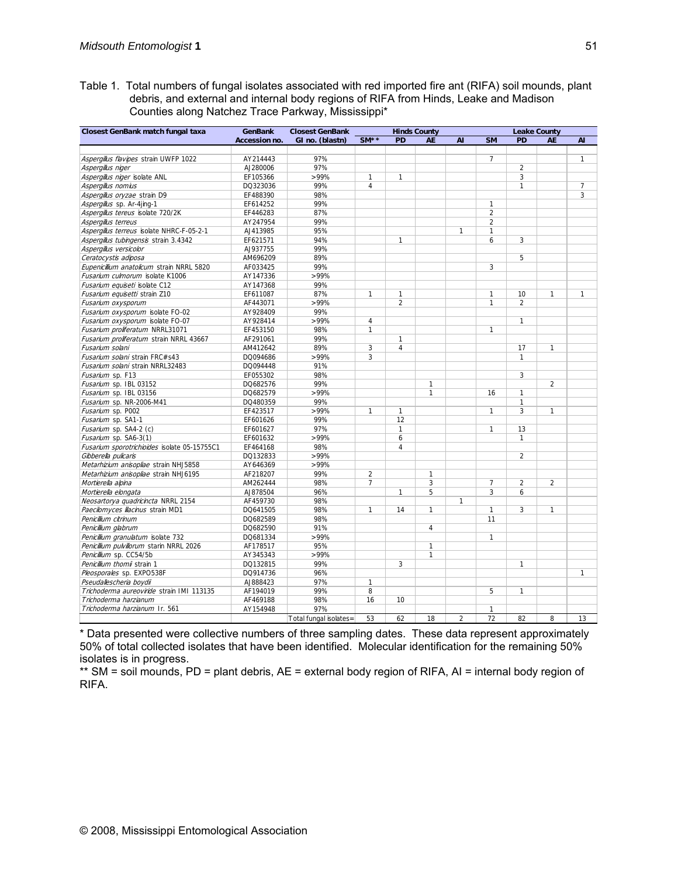Table 1. Total numbers of fungal isolates associated with red imported fire ant (RIFA) soil mounds, plant debris, and external and internal body regions of RIFA from Hinds, Leake and Madison Counties along Natchez Trace Parkway, Mississippi*

| Closest GenBank match fungal taxa | GenBank Accession no. | Closest GenBank GI no. (blastn) | Hinds County | | | | Leake County | | | |
|---|---|---|---|---|---|---|---|---|---|---|
| | | | SM** | PD | AE | AI | SM | PD | AE | AI |
| *Aspergillus flavipes* strain UWFP 1022 | AY214443 | 97% | | | | | 7 | | | 1 |
| *Aspergillus niger* | AJ280006 | 97% | | | | | | 2 | | |
| *Aspergillus niger* isolate ANL | EF105366 | >99% | 1 | 1 | | | | 3 | | |
| *Aspergillus nomius* | DQ323036 | 99% | 4 | | | | | 1 | | 7 |
| *Aspergillus oryzae* strain D9 | EF488390 | 98% | | | | | | | | 3 |
| *Aspergillus* sp. Ar-4jing-1 | EF614252 | 99% | | | | | 1 | | | |
| *Aspergillus tereus* isolate 720/2K | EF446283 | 87% | | | | | 2 | | | |
| *Aspergillus terreus* | AY247954 | 99% | | | | | 2 | | | |
| *Aspergillus terreus* isolate NHRC-F-05-2-1 | AJ413985 | 95% | | | | 1 | 1 | | | |
| *Aspergillus tubingensis* strain 3.4342 | EF621571 | 94% | | 1 | | | 6 | 3 | | |
| *Aspergillus versicolor* | AJ937755 | 99% | | | | | | | | |
| *Ceratocystis adiposa* | AM696209 | 89% | | | | | | 5 | | |
| *Eupenicillium anatolicum* strain NRRL 5820 | AF033425 | 99% | | | | | 3 | | | |
| *Fusarium culmorum* isolate K1006 | AY147336 | >99% | | | | | | | | |
| *Fusarium equiseti* isolate C12 | AY147368 | 99% | | | | | | | | |
| *Fusarium equisetti* strain Z10 | EF611087 | 87% | 1 | 1 | | | 1 | 10 | 1 | 1 |
| *Fusarium oxysporum* | AF443071 | >99% | | 2 | | | 1 | 2 | | |
| *Fusarium oxysporum* isolate FO-02 | AY928409 | 99% | | | | | | | | |
| *Fusarium oxysporum* isolate FO-07 | AY928414 | >99% | 4 | | | | | 1 | | |
| *Fusarium proliferatum* NRRL31071 | EF453150 | 98% | 1 | | | | 1 | | | |
| *Fusarium proliferatum* strain NRRL 43667 | AF291061 | 99% | | 1 | | | | | | |
| *Fusarium solani* | AM412642 | 89% | 3 | 4 | | | | 17 | 1 | |
| *Fusarium solani* strain FRC#s43 | DQ094686 | >99% | 3 | | | | | 1 | | |
| *Fusarium solani* strain NRRL32483 | DQ094448 | 91% | | | | | | | | |
| *Fusarium* sp. F13 | EF055302 | 98% | | | | | | 3 | | |
| *Fusarium* sp. IBL 03152 | DQ682576 | 99% | | | 1 | | | | 2 | |
| *Fusarium* sp. IBL 03156 | DQ682579 | >99% | | | 1 | | 16 | 1 | | |
| *Fusarium* sp. NR-2006-M41 | DQ480359 | 99% | | | | | | 1 | | |
| *Fusarium* sp. P002 | EF423517 | >99% | 1 | 1 | | | 1 | 3 | 1 | |
| *Fusarium* sp. SA1-1 | EF601626 | 99% | | 12 | | | | | | |
| *Fusarium* sp. SA4-2 (c) | EF601627 | 97% | | 1 | | | 1 | 13 | | |
| *Fusarium* sp. SA6-3(1) | EF601632 | >99% | | 6 | | | | 1 | | |
| *Fusarium sporotrichioides* isolate 05-15755C1 | EF464168 | 98% | | 4 | | | | | | |
| *Gibberella pulicaris* | DQ132833 | >99% | | | | | | 2 | | |
| *Metarhizium anisopliae* strain NHJ5858 | AY646369 | >99% | | | | | | | | |
| *Metarhizium anisopliae* strain NHJ6195 | AF218207 | 99% | 2 | | 1 | | | | | |
| *Mortierella alpina* | AM262444 | 98% | 7 | | 3 | | 7 | 2 | 2 | |
| *Mortierella elongata* | AJ878504 | 96% | | 1 | 5 | | 3 | 6 | | |
| *Neosartorya quadricincta* NRRL 2154 | AF459730 | 98% | | | | 1 | | | | |
| *Paecilomyces lilacinus* strain MD1 | DQ641505 | 98% | 1 | 14 | 1 | | 1 | 3 | 1 | |
| *Penicillium citrinum* | DQ682589 | 98% | | | | | 11 | | | |
| *Penicillium glabrum* | DQ682590 | 91% | | | 4 | | | | | |
| *Penicillium granulatum* isolate 732 | DQ681334 | >99% | | | | | 1 | | | |
| *Penicillium pulvillorum* starin NRRL 2026 | AF178517 | 95% | | | 1 | | | | | |
| *Penicillium* sp. CC54/5b | AY345343 | >99% | | | 1 | | | | | |
| *Penicillium thomii* strain 1 | DQ132815 | 99% | | 3 | | | | 1 | | |
| *Pleosporales* sp. EXPO538F | DQ914736 | 96% | | | | | | | | 1 |
| *Pseudallescheria boydii* | AJ888423 | 97% | 1 | | | | | | | |
| *Trichoderma aureoviride* strain IMI 113135 | AF194019 | 99% | 8 | | | | 5 | 1 | | |
| *Trichoderma harzianum* | AF469188 | 98% | 16 | 10 | | | | | | |
| *Trichoderma harzianum* Ir. 561 | AY154948 | 97% | | | | | 1 | | | |
| | | Total fungal isolates= | 53 | 62 | 18 | 2 | 72 | 82 | 8 | 13 |

\* Data presented were collective numbers of three sampling dates. These data represent approximately 50% of total collected isolates that have been identified. Molecular identification for the remaining 50% isolates is in progress.

** SM = soil mounds, PD = plant debris, AE = external body region of RIFA, AI = internal body region of RIFA.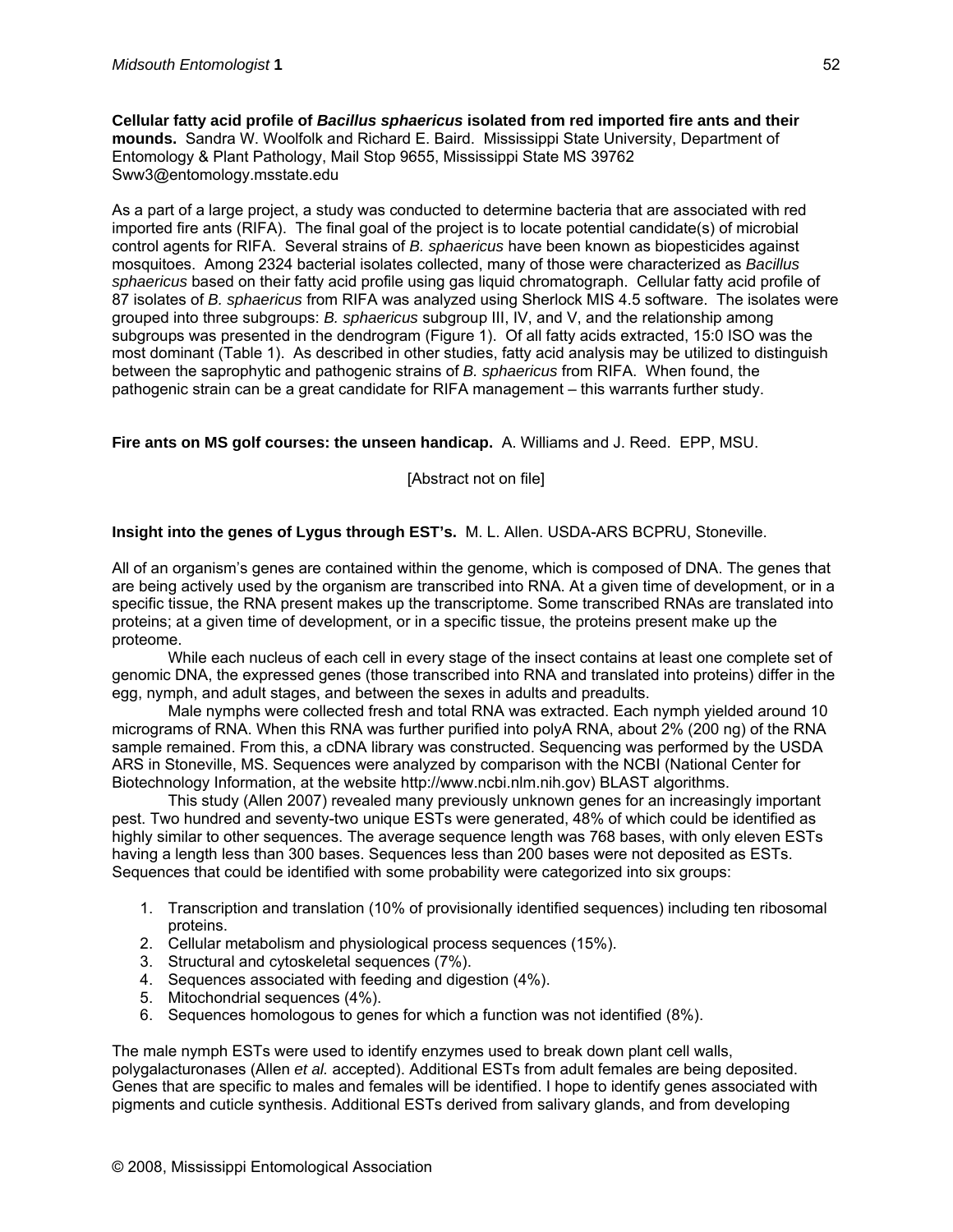**Cellular fatty acid profile of *Bacillus sphaericus* isolated from red imported fire ants and their mounds.** Sandra W. Woolfolk and Richard E. Baird. Mississippi State University, Department of Entomology & Plant Pathology, Mail Stop 9655, Mississippi State MS 39762 Sww3@entomology.msstate.edu

As a part of a large project, a study was conducted to determine bacteria that are associated with red imported fire ants (RIFA). The final goal of the project is to locate potential candidate(s) of microbial control agents for RIFA. Several strains of *B. sphaericus* have been known as biopesticides against mosquitoes. Among 2324 bacterial isolates collected, many of those were characterized as *Bacillus sphaericus* based on their fatty acid profile using gas liquid chromatograph. Cellular fatty acid profile of 87 isolates of *B. sphaericus* from RIFA was analyzed using Sherlock MIS 4.5 software. The isolates were grouped into three subgroups: *B. sphaericus* subgroup III, IV, and V, and the relationship among subgroups was presented in the dendrogram (Figure 1). Of all fatty acids extracted, 15:0 ISO was the most dominant (Table 1). As described in other studies, fatty acid analysis may be utilized to distinguish between the saprophytic and pathogenic strains of *B. sphaericus* from RIFA. When found, the pathogenic strain can be a great candidate for RIFA management – this warrants further study.

**Fire ants on MS golf courses: the unseen handicap.** A. Williams and J. Reed. EPP, MSU.

[Abstract not on file]

**Insight into the genes of Lygus through EST's.** M. L. Allen. USDA-ARS BCPRU, Stoneville.

All of an organism's genes are contained within the genome, which is composed of DNA. The genes that are being actively used by the organism are transcribed into RNA. At a given time of development, or in a specific tissue, the RNA present makes up the transcriptome. Some transcribed RNAs are translated into proteins; at a given time of development, or in a specific tissue, the proteins present make up the proteome.

While each nucleus of each cell in every stage of the insect contains at least one complete set of genomic DNA, the expressed genes (those transcribed into RNA and translated into proteins) differ in the egg, nymph, and adult stages, and between the sexes in adults and preadults.

Male nymphs were collected fresh and total RNA was extracted. Each nymph yielded around 10 micrograms of RNA. When this RNA was further purified into polyA RNA, about 2% (200 ng) of the RNA sample remained. From this, a cDNA library was constructed. Sequencing was performed by the USDA ARS in Stoneville, MS. Sequences were analyzed by comparison with the NCBI (National Center for Biotechnology Information, at the website http://www.ncbi.nlm.nih.gov) BLAST algorithms.

This study (Allen 2007) revealed many previously unknown genes for an increasingly important pest. Two hundred and seventy-two unique ESTs were generated, 48% of which could be identified as highly similar to other sequences. The average sequence length was 768 bases, with only eleven ESTs having a length less than 300 bases. Sequences less than 200 bases were not deposited as ESTs. Sequences that could be identified with some probability were categorized into six groups:

1. Transcription and translation (10% of provisionally identified sequences) including ten ribosomal proteins.
2. Cellular metabolism and physiological process sequences (15%).
3. Structural and cytoskeletal sequences (7%).
4. Sequences associated with feeding and digestion (4%).
5. Mitochondrial sequences (4%).
6. Sequences homologous to genes for which a function was not identified (8%).

The male nymph ESTs were used to identify enzymes used to break down plant cell walls, polygalacturonases (Allen *et al.* accepted). Additional ESTs from adult females are being deposited. Genes that are specific to males and females will be identified. I hope to identify genes associated with pigments and cuticle synthesis. Additional ESTs derived from salivary glands, and from developing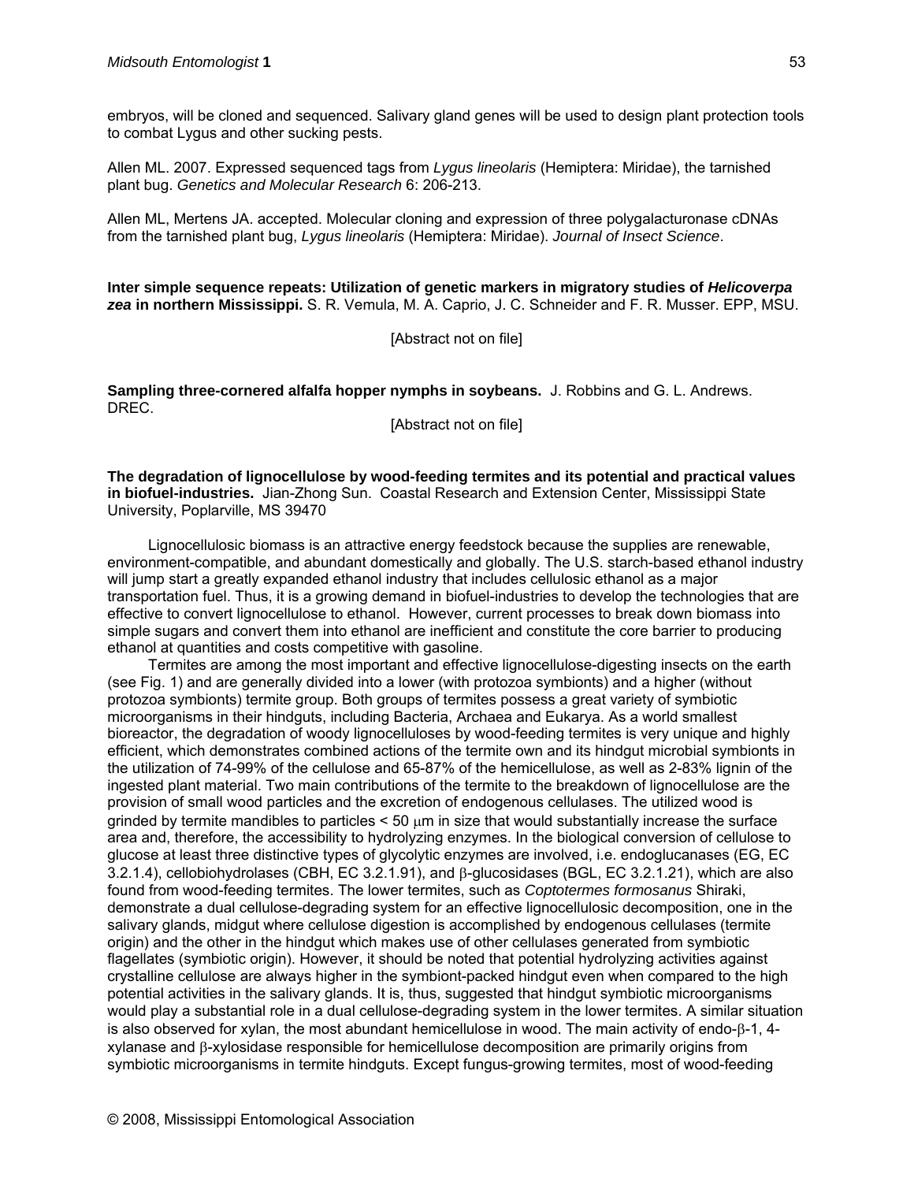embryos, will be cloned and sequenced. Salivary gland genes will be used to design plant protection tools to combat Lygus and other sucking pests.

Allen ML. 2007. Expressed sequenced tags from *Lygus lineolaris* (Hemiptera: Miridae), the tarnished plant bug. *Genetics and Molecular Research* 6: 206-213.

Allen ML, Mertens JA. accepted. Molecular cloning and expression of three polygalacturonase cDNAs from the tarnished plant bug, *Lygus lineolaris* (Hemiptera: Miridae). *Journal of Insect Science*.

**Inter simple sequence repeats: Utilization of genetic markers in migratory studies of *Helicoverpa zea* in northern Mississippi.** S. R. Vemula, M. A. Caprio, J. C. Schneider and F. R. Musser. EPP, MSU.

[Abstract not on file]

**Sampling three-cornered alfalfa hopper nymphs in soybeans.** J. Robbins and G. L. Andrews. DREC.

[Abstract not on file]

**The degradation of lignocellulose by wood-feeding termites and its potential and practical values in biofuel-industries.** Jian-Zhong Sun. Coastal Research and Extension Center, Mississippi State University, Poplarville, MS 39470

Lignocellulosic biomass is an attractive energy feedstock because the supplies are renewable, environment-compatible, and abundant domestically and globally. The U.S. starch-based ethanol industry will jump start a greatly expanded ethanol industry that includes cellulosic ethanol as a major transportation fuel. Thus, it is a growing demand in biofuel-industries to develop the technologies that are effective to convert lignocellulose to ethanol. However, current processes to break down biomass into simple sugars and convert them into ethanol are inefficient and constitute the core barrier to producing ethanol at quantities and costs competitive with gasoline.

Termites are among the most important and effective lignocellulose-digesting insects on the earth (see Fig. 1) and are generally divided into a lower (with protozoa symbionts) and a higher (without protozoa symbionts) termite group. Both groups of termites possess a great variety of symbiotic microorganisms in their hindguts, including Bacteria, Archaea and Eukarya. As a world smallest bioreactor, the degradation of woody lignocelluloses by wood-feeding termites is very unique and highly efficient, which demonstrates combined actions of the termite own and its hindgut microbial symbionts in the utilization of 74-99% of the cellulose and 65-87% of the hemicellulose, as well as 2-83% lignin of the ingested plant material. Two main contributions of the termite to the breakdown of lignocellulose are the provision of small wood particles and the excretion of endogenous cellulases. The utilized wood is grinded by termite mandibles to particles < 50 μm in size that would substantially increase the surface area and, therefore, the accessibility to hydrolyzing enzymes. In the biological conversion of cellulose to glucose at least three distinctive types of glycolytic enzymes are involved, i.e. endoglucanases (EG, EC 3.2.1.4), cellobiohydrolases (CBH, EC 3.2.1.91), and β-glucosidases (BGL, EC 3.2.1.21), which are also found from wood-feeding termites. The lower termites, such as *Coptotermes formosanus* Shiraki, demonstrate a dual cellulose-degrading system for an effective lignocellulosic decomposition, one in the salivary glands, midgut where cellulose digestion is accomplished by endogenous cellulases (termite origin) and the other in the hindgut which makes use of other cellulases generated from symbiotic flagellates (symbiotic origin). However, it should be noted that potential hydrolyzing activities against crystalline cellulose are always higher in the symbiont-packed hindgut even when compared to the high potential activities in the salivary glands. It is, thus, suggested that hindgut symbiotic microorganisms would play a substantial role in a dual cellulose-degrading system in the lower termites. A similar situation is also observed for xylan, the most abundant hemicellulose in wood. The main activity of endo-β-1, 4-xylanase and β-xylosidase responsible for hemicellulose decomposition are primarily origins from symbiotic microorganisms in termite hindguts. Except fungus-growing termites, most of wood-feeding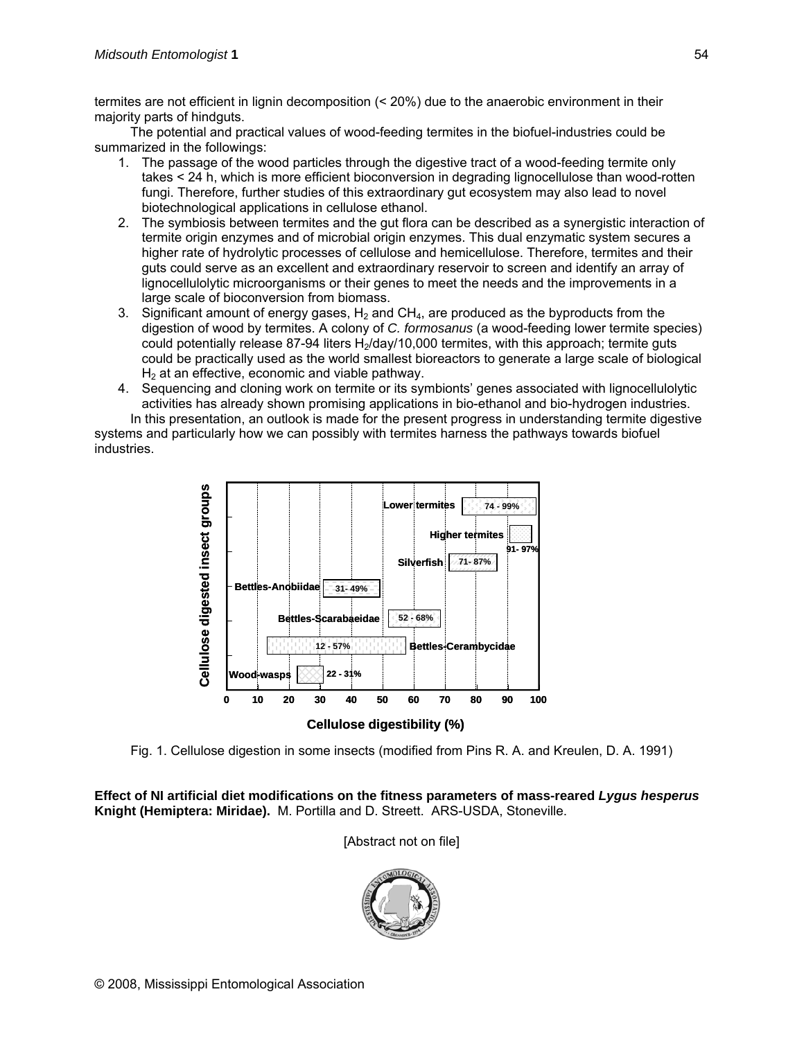termites are not efficient in lignin decomposition (< 20%) due to the anaerobic environment in their majority parts of hindguts.

The potential and practical values of wood-feeding termites in the biofuel-industries could be summarized in the followings:

1. The passage of the wood particles through the digestive tract of a wood-feeding termite only takes < 24 h, which is more efficient bioconversion in degrading lignocellulose than wood-rotten fungi. Therefore, further studies of this extraordinary gut ecosystem may also lead to novel biotechnological applications in cellulose ethanol.
2. The symbiosis between termites and the gut flora can be described as a synergistic interaction of termite origin enzymes and of microbial origin enzymes. This dual enzymatic system secures a higher rate of hydrolytic processes of cellulose and hemicellulose. Therefore, termites and their guts could serve as an excellent and extraordinary reservoir to screen and identify an array of lignocellulolytic microorganisms or their genes to meet the needs and the improvements in a large scale of bioconversion from biomass.
3. Significant amount of energy gases, $H_2$ and $CH_4$, are produced as the byproducts from the digestion of wood by termites. A colony of *C. formosanus* (a wood-feeding lower termite species) could potentially release 87-94 liters $H_2$/day/10,000 termites, with this approach; termite guts could be practically used as the world smallest bioreactors to generate a large scale of biological $H_2$ at an effective, economic and viable pathway.
4. Sequencing and cloning work on termite or its symbionts' genes associated with lignocellulolytic activities has already shown promising applications in bio-ethanol and bio-hydrogen industries.

In this presentation, an outlook is made for the present progress in understanding termite digestive systems and particularly how we can possibly with termites harness the pathways towards biofuel industries.

Cellulose digested insect groups

Lower termites 74 - 99%
Higher termites 91- 97%
Silverfish 71- 87%
Bettles-Anobiidae 31- 49%
Bettles-Scarabaeidae 52 - 68%
12 - 57% Bettles-Cerambycidae
Wood-wasps 22 - 31%

0 10 20 30 40 50 60 70 80 90 100

Cellulose digestibility (%)

Fig. 1. Cellulose digestion in some insects (modified from Pins R. A. and Kreulen, D. A. 1991)

**Effect of NI artificial diet modifications on the fitness parameters of mass-reared *Lygus hesperus* Knight (Hemiptera: Miridae).** M. Portilla and D. Streett. ARS-USDA, Stoneville.

[Abstract not on file]

© 2008, Mississippi Entomological Association